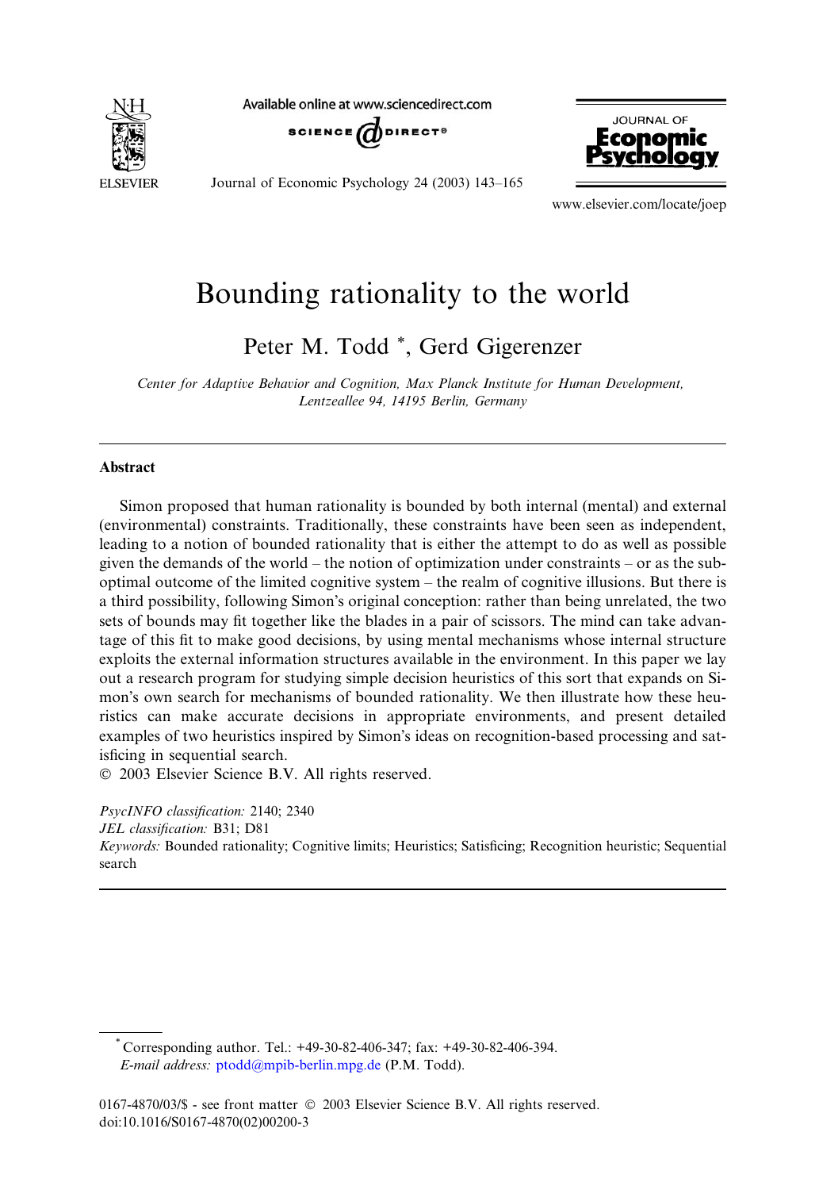# Bounding rationality to the world

Peter M. Todd *, Gerd Gigerenzer

*Center for Adaptive Behavior and Cognition, Max Planck Institute for Human Development, Lentzeallee 94, 14195 Berlin, Germany*

## Abstract

Simon proposed that human rationality is bounded by both internal (mental) and external (environmental) constraints. Traditionally, these constraints have been seen as independent, leading to a notion of bounded rationality that is either the attempt to do as well as possible given the demands of the world – the notion of optimization under constraints – or as the suboptimal outcome of the limited cognitive system – the realm of cognitive illusions. But there is a third possibility, following Simon's original conception: rather than being unrelated, the two sets of bounds may fit together like the blades in a pair of scissors. The mind can take advantage of this fit to make good decisions, by using mental mechanisms whose internal structure exploits the external information structures available in the environment. In this paper we lay out a research program for studying simple decision heuristics of this sort that expands on Simon's own search for mechanisms of bounded rationality. We then illustrate how these heuristics can make accurate decisions in appropriate environments, and present detailed examples of two heuristics inspired by Simon's ideas on recognition-based processing and satisficing in sequential search.

© 2003 Elsevier Science B.V. All rights reserved.

*PsycINFO classification:* 2140; 2340

*JEL classification:* B31; D81

*Keywords:* Bounded rationality; Cognitive limits; Heuristics; Satisficing; Recognition heuristic; Sequential search

---

* Corresponding author. Tel.: +49-30-82-406-347; fax: +49-30-82-406-394.
*E-mail address:* ptodd@mpib-berlin.mpg.de (P.M. Todd).

0167-4870/03/$ - see front matter © 2003 Elsevier Science B.V. All rights reserved.
doi:10.1016/S0167-4870(02)00200-3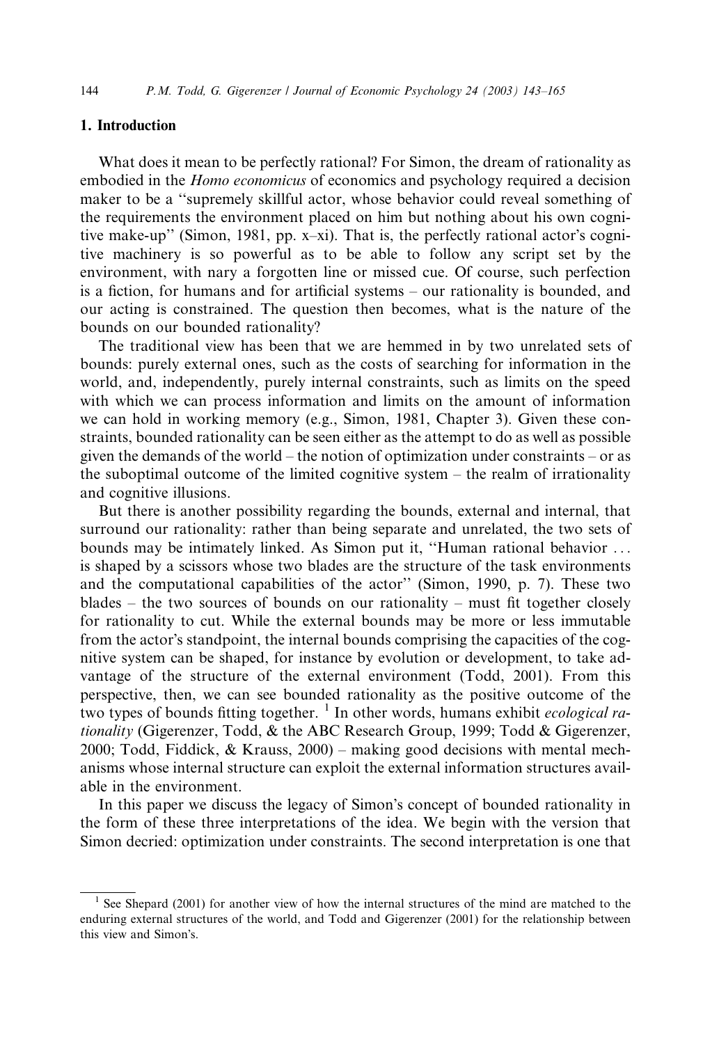## 1. Introduction

What does it mean to be perfectly rational? For Simon, the dream of rationality as embodied in the *Homo economicus* of economics and psychology required a decision maker to be a "supremely skillful actor, whose behavior could reveal something of the requirements the environment placed on him but nothing about his own cognitive make-up" (Simon, 1981, pp. x–xi). That is, the perfectly rational actor's cognitive machinery is so powerful as to be able to follow any script set by the environment, with nary a forgotten line or missed cue. Of course, such perfection is a fiction, for humans and for artificial systems – our rationality is bounded, and our acting is constrained. The question then becomes, what is the nature of the bounds on our bounded rationality?

The traditional view has been that we are hemmed in by two unrelated sets of bounds: purely external ones, such as the costs of searching for information in the world, and, independently, purely internal constraints, such as limits on the speed with which we can process information and limits on the amount of information we can hold in working memory (e.g., Simon, 1981, Chapter 3). Given these constraints, bounded rationality can be seen either as the attempt to do as well as possible given the demands of the world – the notion of optimization under constraints – or as the suboptimal outcome of the limited cognitive system – the realm of irrationality and cognitive illusions.

But there is another possibility regarding the bounds, external and internal, that surround our rationality: rather than being separate and unrelated, the two sets of bounds may be intimately linked. As Simon put it, "Human rational behavior ... is shaped by a scissors whose two blades are the structure of the task environments and the computational capabilities of the actor" (Simon, 1990, p. 7). These two blades – the two sources of bounds on our rationality – must fit together closely for rationality to cut. While the external bounds may be more or less immutable from the actor's standpoint, the internal bounds comprising the capacities of the cognitive system can be shaped, for instance by evolution or development, to take advantage of the structure of the external environment (Todd, 2001). From this perspective, then, we can see bounded rationality as the positive outcome of the two types of bounds fitting together. [1] In other words, humans exhibit *ecological rationality* (Gigerenzer, Todd, & the ABC Research Group, 1999; Todd & Gigerenzer, 2000; Todd, Fiddick, & Krauss, 2000) – making good decisions with mental mechanisms whose internal structure can exploit the external information structures available in the environment.

In this paper we discuss the legacy of Simon's concept of bounded rationality in the form of these three interpretations of the idea. We begin with the version that Simon decried: optimization under constraints. The second interpretation is one that

[1] See Shepard (2001) for another view of how the internal structures of the mind are matched to the enduring external structures of the world, and Todd and Gigerenzer (2001) for the relationship between this view and Simon's.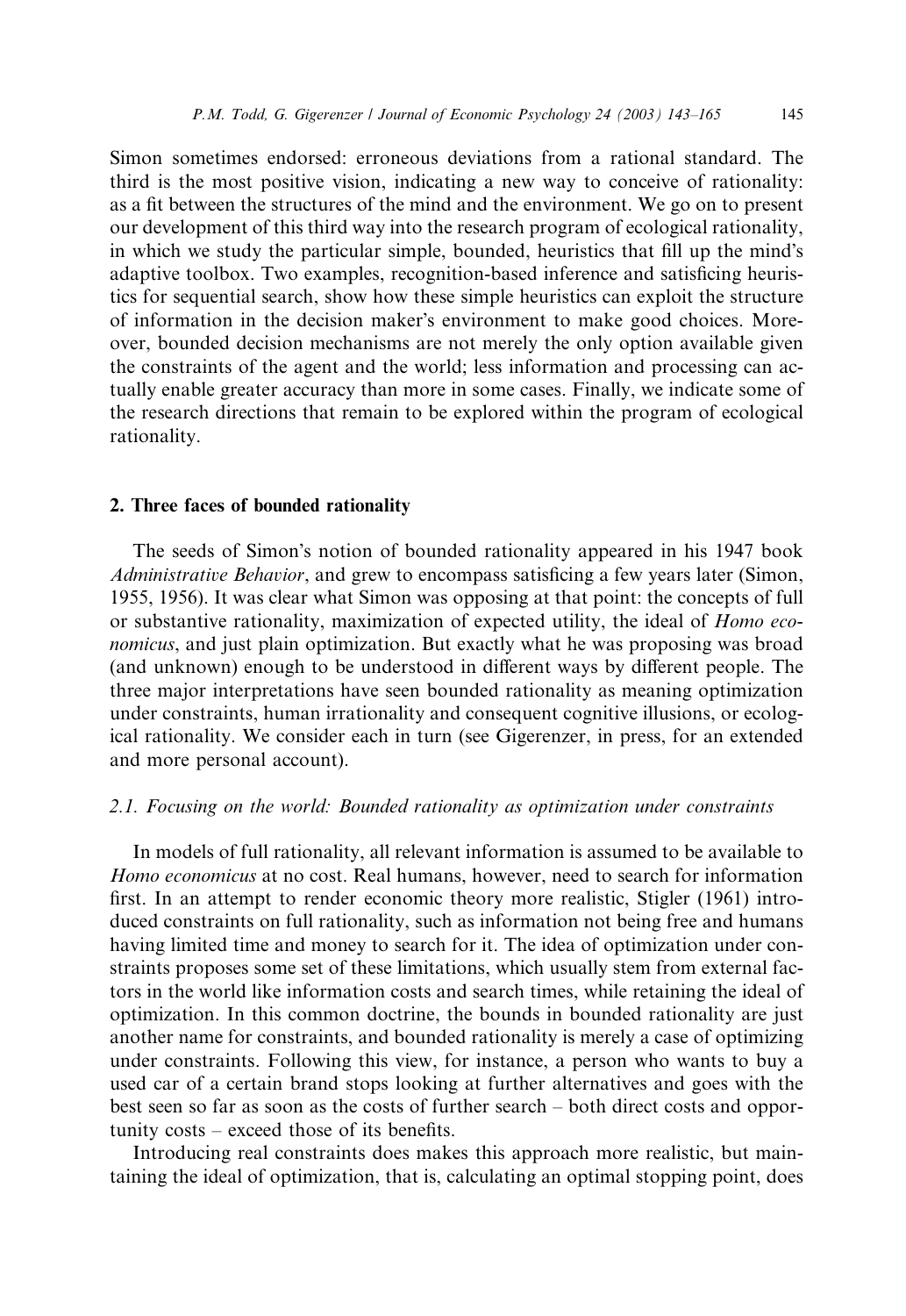Simon sometimes endorsed: erroneous deviations from a rational standard. The third is the most positive vision, indicating a new way to conceive of rationality: as a fit between the structures of the mind and the environment. We go on to present our development of this third way into the research program of ecological rationality, in which we study the particular simple, bounded, heuristics that fill up the mind's adaptive toolbox. Two examples, recognition-based inference and satisficing heuristics for sequential search, show how these simple heuristics can exploit the structure of information in the decision maker's environment to make good choices. Moreover, bounded decision mechanisms are not merely the only option available given the constraints of the agent and the world; less information and processing can actually enable greater accuracy than more in some cases. Finally, we indicate some of the research directions that remain to be explored within the program of ecological rationality.

## 2. Three faces of bounded rationality

The seeds of Simon's notion of bounded rationality appeared in his 1947 book *Administrative Behavior*, and grew to encompass satisficing a few years later (Simon, 1955, 1956). It was clear what Simon was opposing at that point: the concepts of full or substantive rationality, maximization of expected utility, the ideal of *Homo economicus*, and just plain optimization. But exactly what he was proposing was broad (and unknown) enough to be understood in different ways by different people. The three major interpretations have seen bounded rationality as meaning optimization under constraints, human irrationality and consequent cognitive illusions, or ecological rationality. We consider each in turn (see Gigerenzer, in press, for an extended and more personal account).

### 2.1. Focusing on the world: Bounded rationality as optimization under constraints

In models of full rationality, all relevant information is assumed to be available to *Homo economicus* at no cost. Real humans, however, need to search for information first. In an attempt to render economic theory more realistic, Stigler (1961) introduced constraints on full rationality, such as information not being free and humans having limited time and money to search for it. The idea of optimization under constraints proposes some set of these limitations, which usually stem from external factors in the world like information costs and search times, while retaining the ideal of optimization. In this common doctrine, the bounds in bounded rationality are just another name for constraints, and bounded rationality is merely a case of optimizing under constraints. Following this view, for instance, a person who wants to buy a used car of a certain brand stops looking at further alternatives and goes with the best seen so far as soon as the costs of further search – both direct costs and opportunity costs – exceed those of its benefits.

Introducing real constraints does makes this approach more realistic, but maintaining the ideal of optimization, that is, calculating an optimal stopping point, does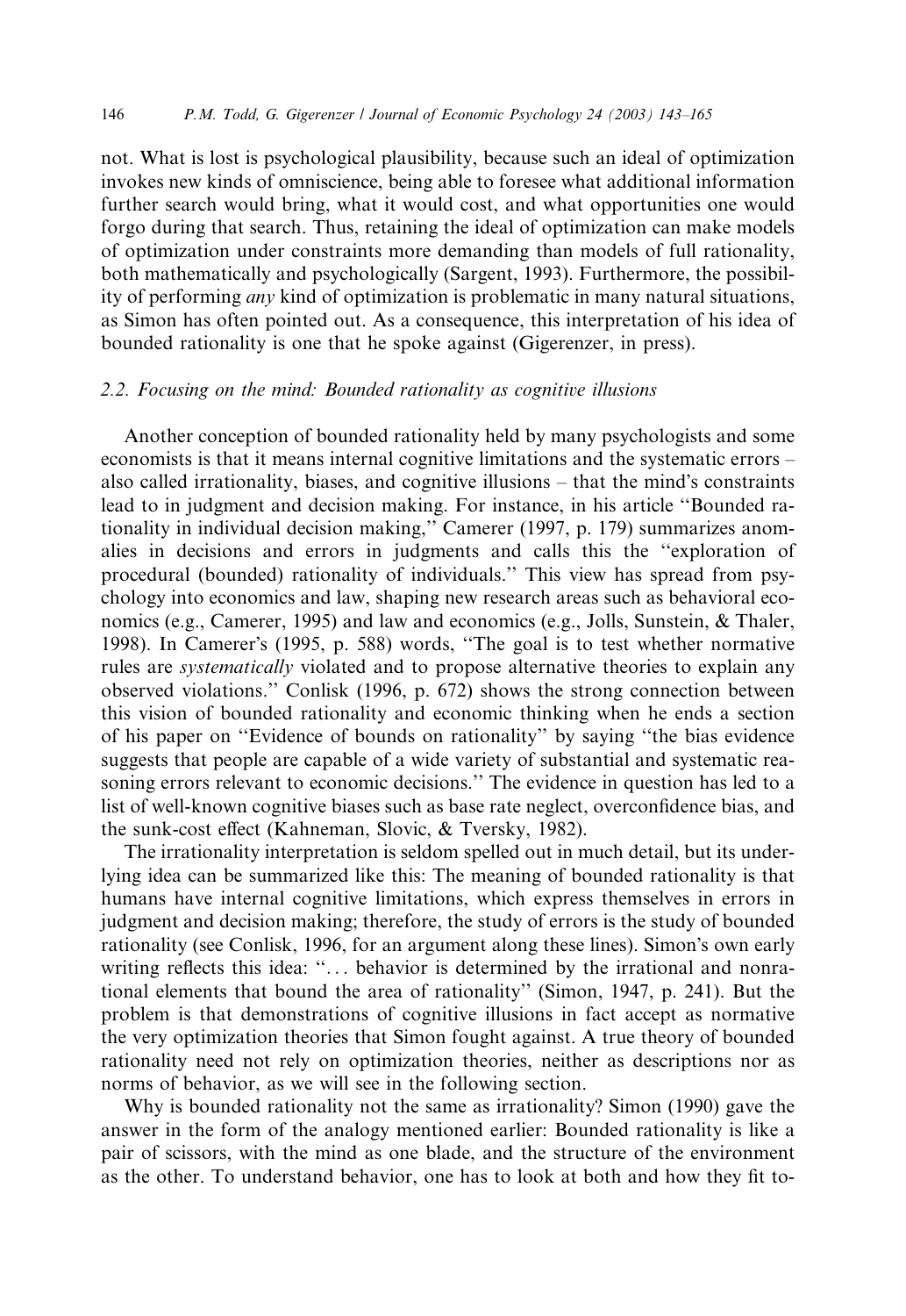not. What is lost is psychological plausibility, because such an ideal of optimization invokes new kinds of omniscience, being able to foresee what additional information further search would bring, what it would cost, and what opportunities one would forgo during that search. Thus, retaining the ideal of optimization can make models of optimization under constraints more demanding than models of full rationality, both mathematically and psychologically (Sargent, 1993). Furthermore, the possibility of performing *any* kind of optimization is problematic in many natural situations, as Simon has often pointed out. As a consequence, this interpretation of his idea of bounded rationality is one that he spoke against (Gigerenzer, in press).

### 2.2. Focusing on the mind: Bounded rationality as cognitive illusions

Another conception of bounded rationality held by many psychologists and some economists is that it means internal cognitive limitations and the systematic errors – also called irrationality, biases, and cognitive illusions – that the mind's constraints lead to in judgment and decision making. For instance, in his article "Bounded rationality in individual decision making," Camerer (1997, p. 179) summarizes anomalies in decisions and errors in judgments and calls this the "exploration of procedural (bounded) rationality of individuals." This view has spread from psychology into economics and law, shaping new research areas such as behavioral economics (e.g., Camerer, 1995) and law and economics (e.g., Jolls, Sunstein, & Thaler, 1998). In Camerer's (1995, p. 588) words, "The goal is to test whether normative rules are *systematically* violated and to propose alternative theories to explain any observed violations." Conlisk (1996, p. 672) shows the strong connection between this vision of bounded rationality and economic thinking when he ends a section of his paper on "Evidence of bounds on rationality" by saying "the bias evidence suggests that people are capable of a wide variety of substantial and systematic reasoning errors relevant to economic decisions." The evidence in question has led to a list of well-known cognitive biases such as base rate neglect, overconfidence bias, and the sunk-cost effect (Kahneman, Slovic, & Tversky, 1982).

The irrationality interpretation is seldom spelled out in much detail, but its underlying idea can be summarized like this: The meaning of bounded rationality is that humans have internal cognitive limitations, which express themselves in errors in judgment and decision making; therefore, the study of errors is the study of bounded rationality (see Conlisk, 1996, for an argument along these lines). Simon's own early writing reflects this idea: "... behavior is determined by the irrational and nonrational elements that bound the area of rationality" (Simon, 1947, p. 241). But the problem is that demonstrations of cognitive illusions in fact accept as normative the very optimization theories that Simon fought against. A true theory of bounded rationality need not rely on optimization theories, neither as descriptions nor as norms of behavior, as we will see in the following section.

Why is bounded rationality not the same as irrationality? Simon (1990) gave the answer in the form of the analogy mentioned earlier: Bounded rationality is like a pair of scissors, with the mind as one blade, and the structure of the environment as the other. To understand behavior, one has to look at both and how they fit to-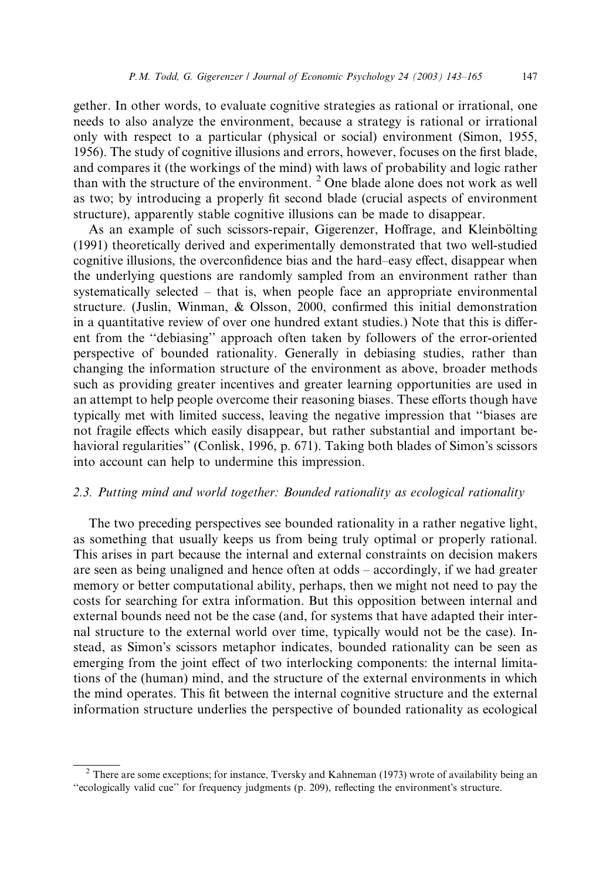gether. In other words, to evaluate cognitive strategies as rational or irrational, one needs to also analyze the environment, because a strategy is rational or irrational only with respect to a particular (physical or social) environment (Simon, 1955, 1956). The study of cognitive illusions and errors, however, focuses on the first blade, and compares it (the workings of the mind) with laws of probability and logic rather than with the structure of the environment. [2] One blade alone does not work as well as two; by introducing a properly fit second blade (crucial aspects of environment structure), apparently stable cognitive illusions can be made to disappear.

As an example of such scissors-repair, Gigerenzer, Hoffrage, and Kleinbölting (1991) theoretically derived and experimentally demonstrated that two well-studied cognitive illusions, the overconfidence bias and the hard–easy effect, disappear when the underlying questions are randomly sampled from an environment rather than systematically selected – that is, when people face an appropriate environmental structure. (Juslin, Winman, & Olsson, 2000, confirmed this initial demonstration in a quantitative review of over one hundred extant studies.) Note that this is different from the "debiasing" approach often taken by followers of the error-oriented perspective of bounded rationality. Generally in debiasing studies, rather than changing the information structure of the environment as above, broader methods such as providing greater incentives and greater learning opportunities are used in an attempt to help people overcome their reasoning biases. These efforts though have typically met with limited success, leaving the negative impression that "biases are not fragile effects which easily disappear, but rather substantial and important behavioral regularities" (Conlisk, 1996, p. 671). Taking both blades of Simon's scissors into account can help to undermine this impression.

### 2.3. Putting mind and world together: Bounded rationality as ecological rationality

The two preceding perspectives see bounded rationality in a rather negative light, as something that usually keeps us from being truly optimal or properly rational. This arises in part because the internal and external constraints on decision makers are seen as being unaligned and hence often at odds – accordingly, if we had greater memory or better computational ability, perhaps, then we might not need to pay the costs for searching for extra information. But this opposition between internal and external bounds need not be the case (and, for systems that have adapted their internal structure to the external world over time, typically would not be the case). Instead, as Simon's scissors metaphor indicates, bounded rationality can be seen as emerging from the joint effect of two interlocking components: the internal limitations of the (human) mind, and the structure of the external environments in which the mind operates. This fit between the internal cognitive structure and the external information structure underlies the perspective of bounded rationality as ecological

[2] There are some exceptions; for instance, Tversky and Kahneman (1973) wrote of availability being an "ecologically valid cue" for frequency judgments (p. 209), reflecting the environment's structure.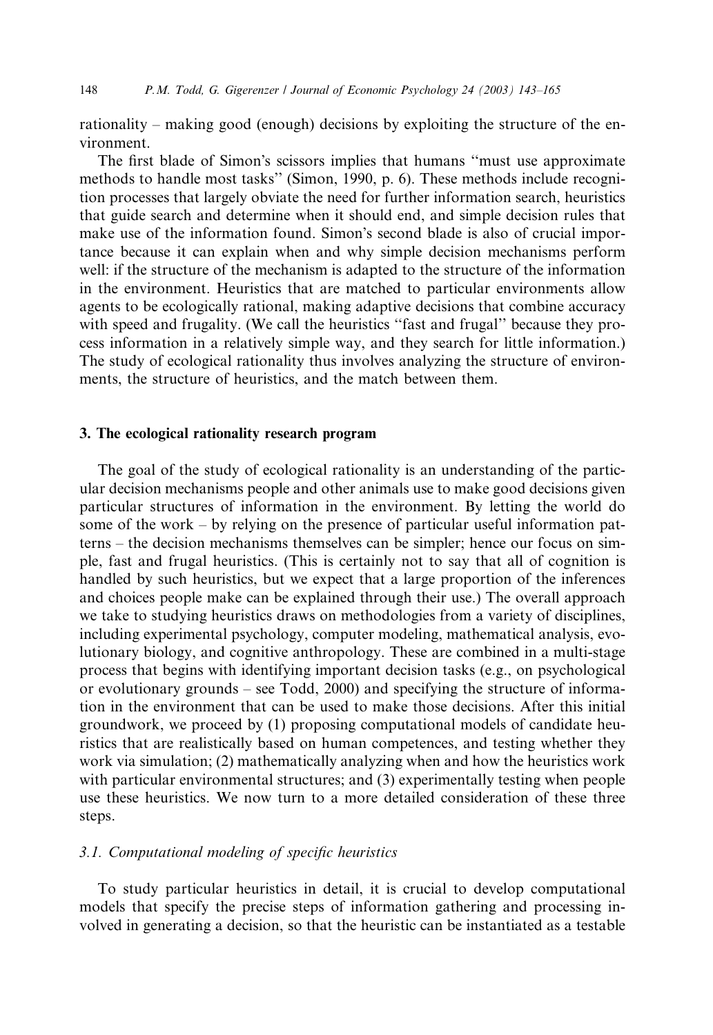rationality – making good (enough) decisions by exploiting the structure of the environment.

The first blade of Simon's scissors implies that humans "must use approximate methods to handle most tasks" (Simon, 1990, p. 6). These methods include recognition processes that largely obviate the need for further information search, heuristics that guide search and determine when it should end, and simple decision rules that make use of the information found. Simon's second blade is also of crucial importance because it can explain when and why simple decision mechanisms perform well: if the structure of the mechanism is adapted to the structure of the information in the environment. Heuristics that are matched to particular environments allow agents to be ecologically rational, making adaptive decisions that combine accuracy with speed and frugality. (We call the heuristics "fast and frugal" because they process information in a relatively simple way, and they search for little information.) The study of ecological rationality thus involves analyzing the structure of environments, the structure of heuristics, and the match between them.

## 3. The ecological rationality research program

The goal of the study of ecological rationality is an understanding of the particular decision mechanisms people and other animals use to make good decisions given particular structures of information in the environment. By letting the world do some of the work – by relying on the presence of particular useful information patterns – the decision mechanisms themselves can be simpler; hence our focus on simple, fast and frugal heuristics. (This is certainly not to say that all of cognition is handled by such heuristics, but we expect that a large proportion of the inferences and choices people make can be explained through their use.) The overall approach we take to studying heuristics draws on methodologies from a variety of disciplines, including experimental psychology, computer modeling, mathematical analysis, evolutionary biology, and cognitive anthropology. These are combined in a multi-stage process that begins with identifying important decision tasks (e.g., on psychological or evolutionary grounds – see Todd, 2000) and specifying the structure of information in the environment that can be used to make those decisions. After this initial groundwork, we proceed by (1) proposing computational models of candidate heuristics that are realistically based on human competences, and testing whether they work via simulation; (2) mathematically analyzing when and how the heuristics work with particular environmental structures; and (3) experimentally testing when people use these heuristics. We now turn to a more detailed consideration of these three steps.

### *3.1. Computational modeling of specific heuristics*

To study particular heuristics in detail, it is crucial to develop computational models that specify the precise steps of information gathering and processing involved in generating a decision, so that the heuristic can be instantiated as a testable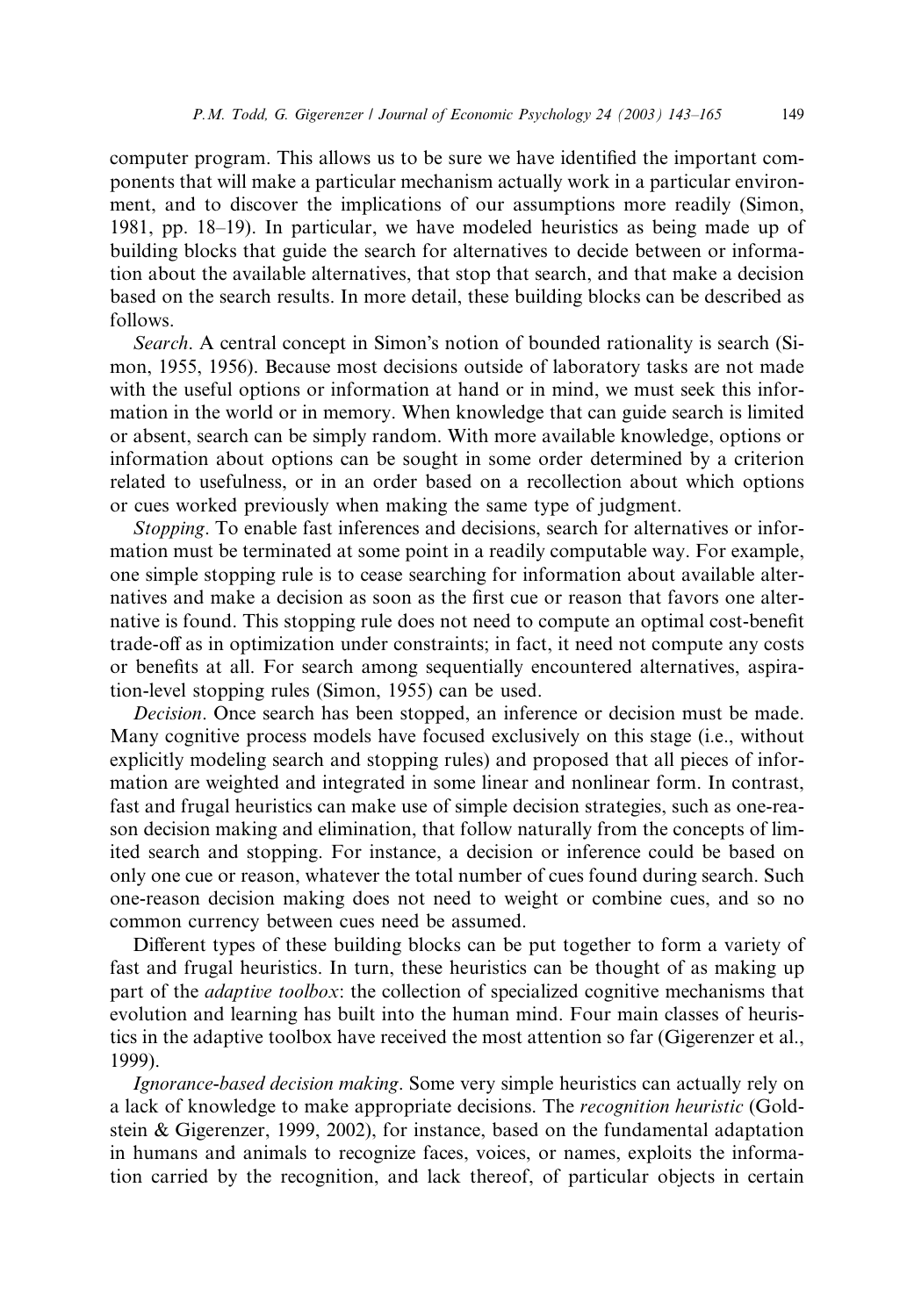computer program. This allows us to be sure we have identified the important components that will make a particular mechanism actually work in a particular environment, and to discover the implications of our assumptions more readily (Simon, 1981, pp. 18–19). In particular, we have modeled heuristics as being made up of building blocks that guide the search for alternatives to decide between or information about the available alternatives, that stop that search, and that make a decision based on the search results. In more detail, these building blocks can be described as follows.

*Search*. A central concept in Simon's notion of bounded rationality is search (Simon, 1955, 1956). Because most decisions outside of laboratory tasks are not made with the useful options or information at hand or in mind, we must seek this information in the world or in memory. When knowledge that can guide search is limited or absent, search can be simply random. With more available knowledge, options or information about options can be sought in some order determined by a criterion related to usefulness, or in an order based on a recollection about which options or cues worked previously when making the same type of judgment.

*Stopping*. To enable fast inferences and decisions, search for alternatives or information must be terminated at some point in a readily computable way. For example, one simple stopping rule is to cease searching for information about available alternatives and make a decision as soon as the first cue or reason that favors one alternative is found. This stopping rule does not need to compute an optimal cost-benefit trade-off as in optimization under constraints; in fact, it need not compute any costs or benefits at all. For search among sequentially encountered alternatives, aspiration-level stopping rules (Simon, 1955) can be used.

*Decision*. Once search has been stopped, an inference or decision must be made. Many cognitive process models have focused exclusively on this stage (i.e., without explicitly modeling search and stopping rules) and proposed that all pieces of information are weighted and integrated in some linear and nonlinear form. In contrast, fast and frugal heuristics can make use of simple decision strategies, such as one-reason decision making and elimination, that follow naturally from the concepts of limited search and stopping. For instance, a decision or inference could be based on only one cue or reason, whatever the total number of cues found during search. Such one-reason decision making does not need to weight or combine cues, and so no common currency between cues need be assumed.

Different types of these building blocks can be put together to form a variety of fast and frugal heuristics. In turn, these heuristics can be thought of as making up part of the *adaptive toolbox*: the collection of specialized cognitive mechanisms that evolution and learning has built into the human mind. Four main classes of heuristics in the adaptive toolbox have received the most attention so far (Gigerenzer et al., 1999).

*Ignorance-based decision making*. Some very simple heuristics can actually rely on a lack of knowledge to make appropriate decisions. The *recognition heuristic* (Goldstein & Gigerenzer, 1999, 2002), for instance, based on the fundamental adaptation in humans and animals to recognize faces, voices, or names, exploits the information carried by the recognition, and lack thereof, of particular objects in certain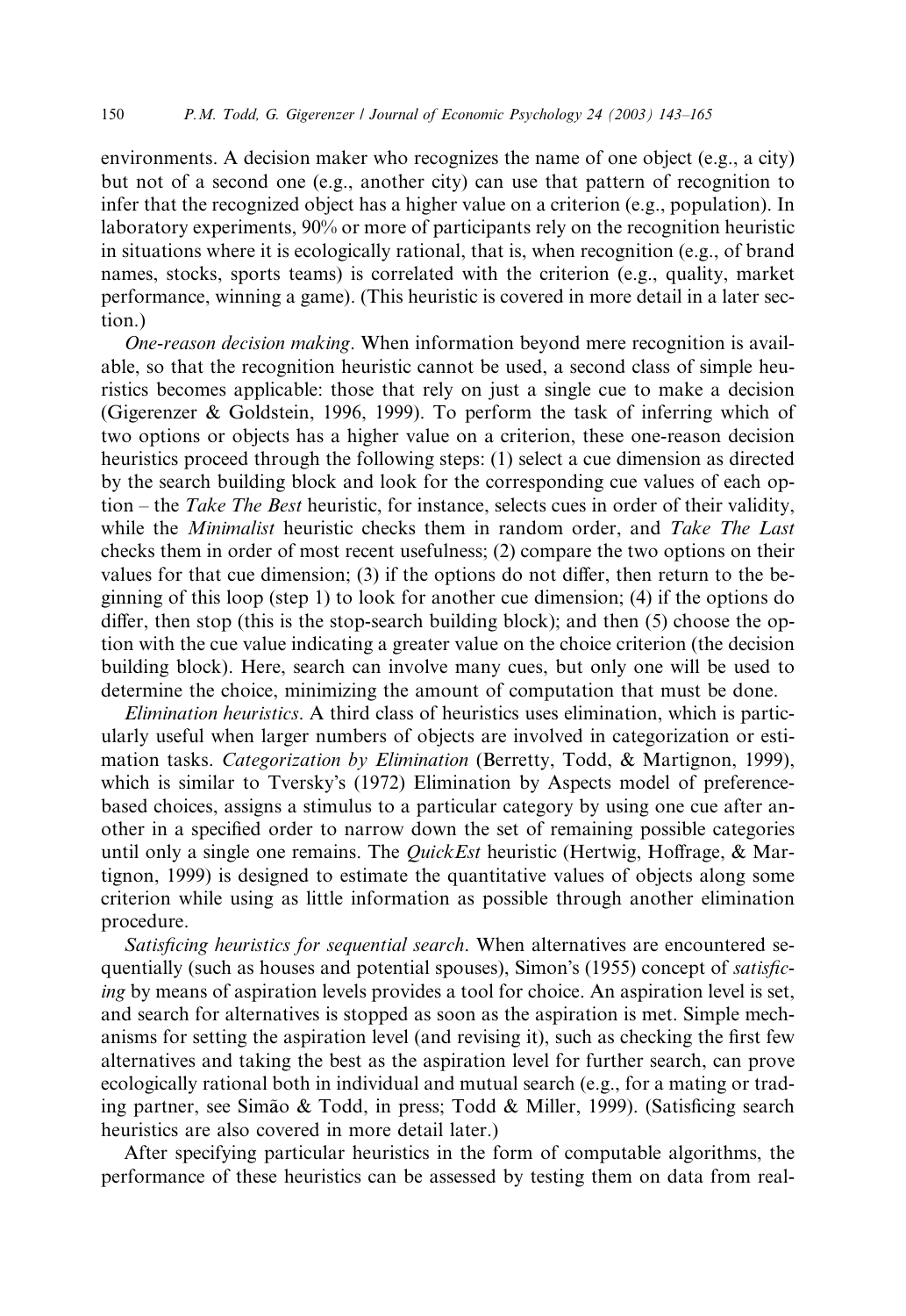environments. A decision maker who recognizes the name of one object (e.g., a city) but not of a second one (e.g., another city) can use that pattern of recognition to infer that the recognized object has a higher value on a criterion (e.g., population). In laboratory experiments, 90% or more of participants rely on the recognition heuristic in situations where it is ecologically rational, that is, when recognition (e.g., of brand names, stocks, sports teams) is correlated with the criterion (e.g., quality, market performance, winning a game). (This heuristic is covered in more detail in a later section.)

*One-reason decision making*. When information beyond mere recognition is available, so that the recognition heuristic cannot be used, a second class of simple heuristics becomes applicable: those that rely on just a single cue to make a decision (Gigerenzer & Goldstein, 1996, 1999). To perform the task of inferring which of two options or objects has a higher value on a criterion, these one-reason decision heuristics proceed through the following steps: (1) select a cue dimension as directed by the search building block and look for the corresponding cue values of each option – the *Take The Best* heuristic, for instance, selects cues in order of their validity, while the *Minimalist* heuristic checks them in random order, and *Take The Last* checks them in order of most recent usefulness; (2) compare the two options on their values for that cue dimension; (3) if the options do not differ, then return to the beginning of this loop (step 1) to look for another cue dimension; (4) if the options do differ, then stop (this is the stop-search building block); and then (5) choose the option with the cue value indicating a greater value on the choice criterion (the decision building block). Here, search can involve many cues, but only one will be used to determine the choice, minimizing the amount of computation that must be done.

*Elimination heuristics*. A third class of heuristics uses elimination, which is particularly useful when larger numbers of objects are involved in categorization or estimation tasks. *Categorization by Elimination* (Berretty, Todd, & Martignon, 1999), which is similar to Tversky's (1972) Elimination by Aspects model of preference-based choices, assigns a stimulus to a particular category by using one cue after another in a specified order to narrow down the set of remaining possible categories until only a single one remains. The *QuickEst* heuristic (Hertwig, Hoffrage, & Martignon, 1999) is designed to estimate the quantitative values of objects along some criterion while using as little information as possible through another elimination procedure.

*Satisficing heuristics for sequential search*. When alternatives are encountered sequentially (such as houses and potential spouses), Simon's (1955) concept of *satisficing* by means of aspiration levels provides a tool for choice. An aspiration level is set, and search for alternatives is stopped as soon as the aspiration is met. Simple mechanisms for setting the aspiration level (and revising it), such as checking the first few alternatives and taking the best as the aspiration level for further search, can prove ecologically rational both in individual and mutual search (e.g., for a mating or trading partner, see Simão & Todd, in press; Todd & Miller, 1999). (Satisficing search heuristics are also covered in more detail later.)

After specifying particular heuristics in the form of computable algorithms, the performance of these heuristics can be assessed by testing them on data from real-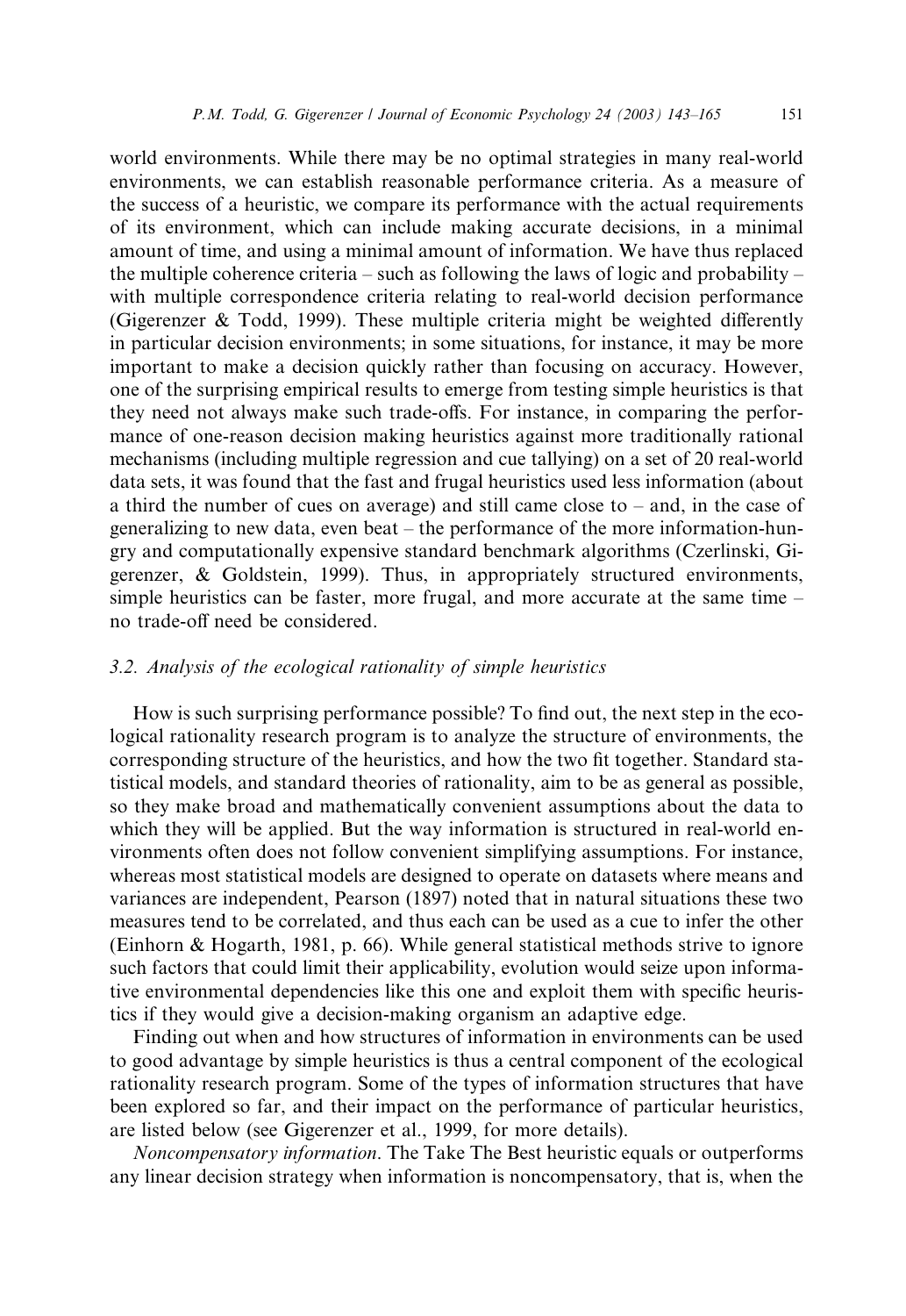world environments. While there may be no optimal strategies in many real-world environments, we can establish reasonable performance criteria. As a measure of the success of a heuristic, we compare its performance with the actual requirements of its environment, which can include making accurate decisions, in a minimal amount of time, and using a minimal amount of information. We have thus replaced the multiple coherence criteria – such as following the laws of logic and probability – with multiple correspondence criteria relating to real-world decision performance (Gigerenzer & Todd, 1999). These multiple criteria might be weighted differently in particular decision environments; in some situations, for instance, it may be more important to make a decision quickly rather than focusing on accuracy. However, one of the surprising empirical results to emerge from testing simple heuristics is that they need not always make such trade-offs. For instance, in comparing the performance of one-reason decision making heuristics against more traditionally rational mechanisms (including multiple regression and cue tallying) on a set of 20 real-world data sets, it was found that the fast and frugal heuristics used less information (about a third the number of cues on average) and still came close to – and, in the case of generalizing to new data, even beat – the performance of the more information-hungry and computationally expensive standard benchmark algorithms (Czerlinski, Gigerenzer, & Goldstein, 1999). Thus, in appropriately structured environments, simple heuristics can be faster, more frugal, and more accurate at the same time – no trade-off need be considered.

### 3.2. Analysis of the ecological rationality of simple heuristics

How is such surprising performance possible? To find out, the next step in the ecological rationality research program is to analyze the structure of environments, the corresponding structure of the heuristics, and how the two fit together. Standard statistical models, and standard theories of rationality, aim to be as general as possible, so they make broad and mathematically convenient assumptions about the data to which they will be applied. But the way information is structured in real-world environments often does not follow convenient simplifying assumptions. For instance, whereas most statistical models are designed to operate on datasets where means and variances are independent, Pearson (1897) noted that in natural situations these two measures tend to be correlated, and thus each can be used as a cue to infer the other (Einhorn & Hogarth, 1981, p. 66). While general statistical methods strive to ignore such factors that could limit their applicability, evolution would seize upon informative environmental dependencies like this one and exploit them with specific heuristics if they would give a decision-making organism an adaptive edge.

Finding out when and how structures of information in environments can be used to good advantage by simple heuristics is thus a central component of the ecological rationality research program. Some of the types of information structures that have been explored so far, and their impact on the performance of particular heuristics, are listed below (see Gigerenzer et al., 1999, for more details).

*Noncompensatory information*. The Take The Best heuristic equals or outperforms any linear decision strategy when information is noncompensatory, that is, when the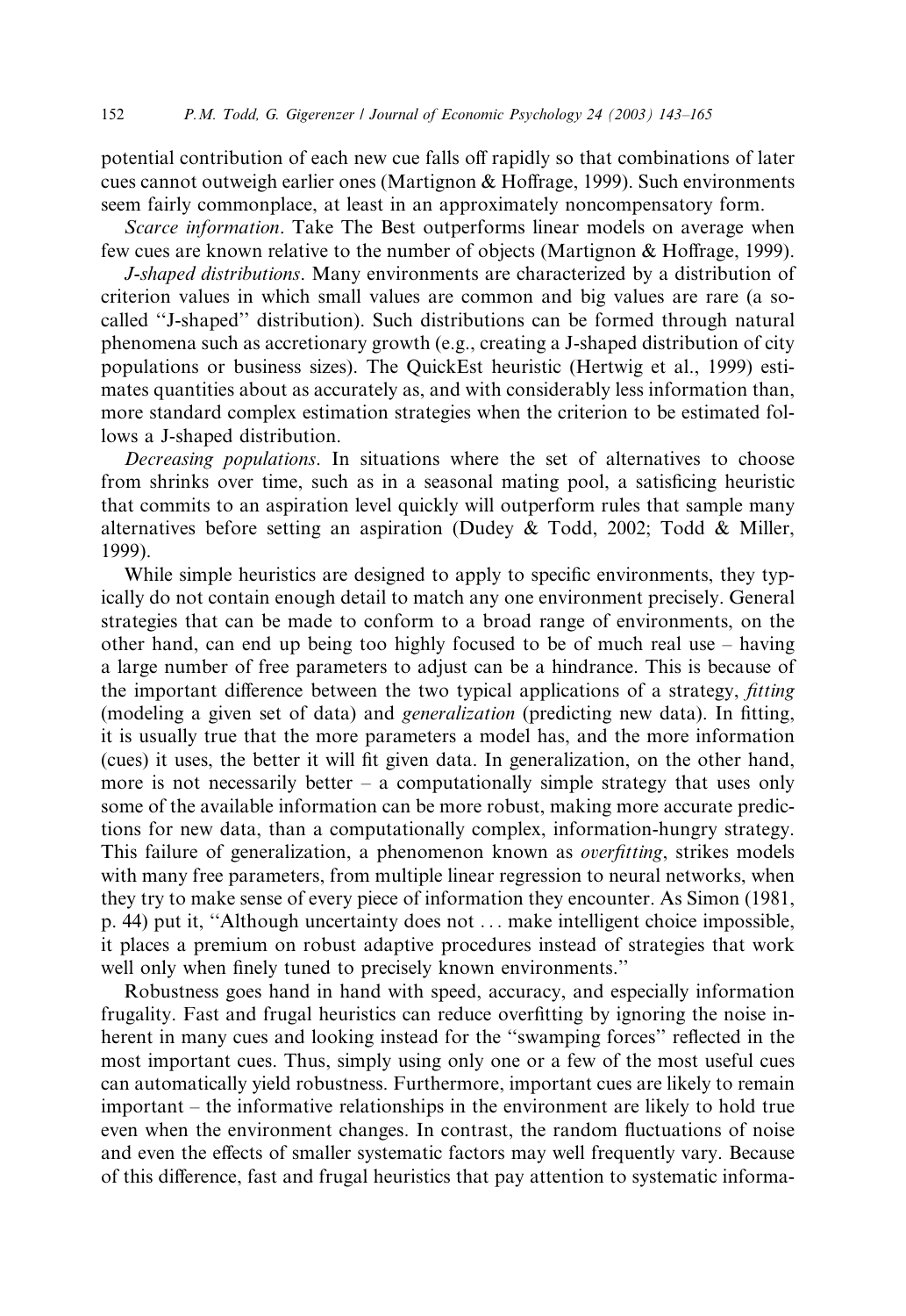potential contribution of each new cue falls off rapidly so that combinations of later cues cannot outweigh earlier ones (Martignon & Hoffrage, 1999). Such environments seem fairly commonplace, at least in an approximately noncompensatory form.

*Scarce information*. Take The Best outperforms linear models on average when few cues are known relative to the number of objects (Martignon & Hoffrage, 1999).

*J-shaped distributions*. Many environments are characterized by a distribution of criterion values in which small values are common and big values are rare (a so-called "J-shaped" distribution). Such distributions can be formed through natural phenomena such as accretionary growth (e.g., creating a J-shaped distribution of city populations or business sizes). The QuickEst heuristic (Hertwig et al., 1999) estimates quantities about as accurately as, and with considerably less information than, more standard complex estimation strategies when the criterion to be estimated follows a J-shaped distribution.

*Decreasing populations*. In situations where the set of alternatives to choose from shrinks over time, such as in a seasonal mating pool, a satisficing heuristic that commits to an aspiration level quickly will outperform rules that sample many alternatives before setting an aspiration (Dudey & Todd, 2002; Todd & Miller, 1999).

While simple heuristics are designed to apply to specific environments, they typically do not contain enough detail to match any one environment precisely. General strategies that can be made to conform to a broad range of environments, on the other hand, can end up being too highly focused to be of much real use – having a large number of free parameters to adjust can be a hindrance. This is because of the important difference between the two typical applications of a strategy, *fitting* (modeling a given set of data) and *generalization* (predicting new data). In fitting, it is usually true that the more parameters a model has, and the more information (cues) it uses, the better it will fit given data. In generalization, on the other hand, more is not necessarily better – a computationally simple strategy that uses only some of the available information can be more robust, making more accurate predictions for new data, than a computationally complex, information-hungry strategy. This failure of generalization, a phenomenon known as *overfitting*, strikes models with many free parameters, from multiple linear regression to neural networks, when they try to make sense of every piece of information they encounter. As Simon (1981, p. 44) put it, "Although uncertainty does not ... make intelligent choice impossible, it places a premium on robust adaptive procedures instead of strategies that work well only when finely tuned to precisely known environments."

Robustness goes hand in hand with speed, accuracy, and especially information frugality. Fast and frugal heuristics can reduce overfitting by ignoring the noise inherent in many cues and looking instead for the "swamping forces" reflected in the most important cues. Thus, simply using only one or a few of the most useful cues can automatically yield robustness. Furthermore, important cues are likely to remain important – the informative relationships in the environment are likely to hold true even when the environment changes. In contrast, the random fluctuations of noise and even the effects of smaller systematic factors may well frequently vary. Because of this difference, fast and frugal heuristics that pay attention to systematic informa-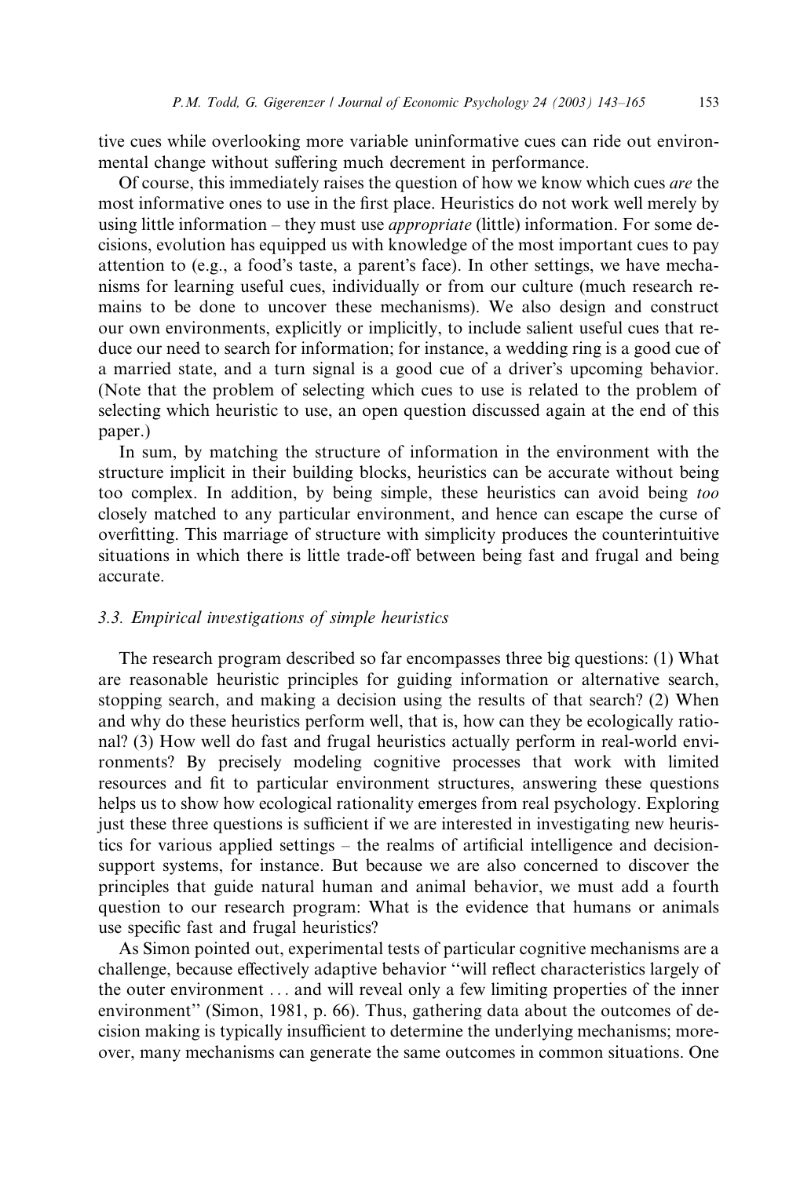tive cues while overlooking more variable uninformative cues can ride out environmental change without suffering much decrement in performance.

Of course, this immediately raises the question of how we know which cues *are* the most informative ones to use in the first place. Heuristics do not work well merely by using little information – they must use *appropriate* (little) information. For some decisions, evolution has equipped us with knowledge of the most important cues to pay attention to (e.g., a food's taste, a parent's face). In other settings, we have mechanisms for learning useful cues, individually or from our culture (much research remains to be done to uncover these mechanisms). We also design and construct our own environments, explicitly or implicitly, to include salient useful cues that reduce our need to search for information; for instance, a wedding ring is a good cue of a married state, and a turn signal is a good cue of a driver's upcoming behavior. (Note that the problem of selecting which cues to use is related to the problem of selecting which heuristic to use, an open question discussed again at the end of this paper.)

In sum, by matching the structure of information in the environment with the structure implicit in their building blocks, heuristics can be accurate without being too complex. In addition, by being simple, these heuristics can avoid being *too* closely matched to any particular environment, and hence can escape the curse of overfitting. This marriage of structure with simplicity produces the counterintuitive situations in which there is little trade-off between being fast and frugal and being accurate.

### 3.3. Empirical investigations of simple heuristics

The research program described so far encompasses three big questions: (1) What are reasonable heuristic principles for guiding information or alternative search, stopping search, and making a decision using the results of that search? (2) When and why do these heuristics perform well, that is, how can they be ecologically rational? (3) How well do fast and frugal heuristics actually perform in real-world environments? By precisely modeling cognitive processes that work with limited resources and fit to particular environment structures, answering these questions helps us to show how ecological rationality emerges from real psychology. Exploring just these three questions is sufficient if we are interested in investigating new heuristics for various applied settings – the realms of artificial intelligence and decision-support systems, for instance. But because we are also concerned to discover the principles that guide natural human and animal behavior, we must add a fourth question to our research program: What is the evidence that humans or animals use specific fast and frugal heuristics?

As Simon pointed out, experimental tests of particular cognitive mechanisms are a challenge, because effectively adaptive behavior "will reflect characteristics largely of the outer environment ... and will reveal only a few limiting properties of the inner environment" (Simon, 1981, p. 66). Thus, gathering data about the outcomes of decision making is typically insufficient to determine the underlying mechanisms; moreover, many mechanisms can generate the same outcomes in common situations. One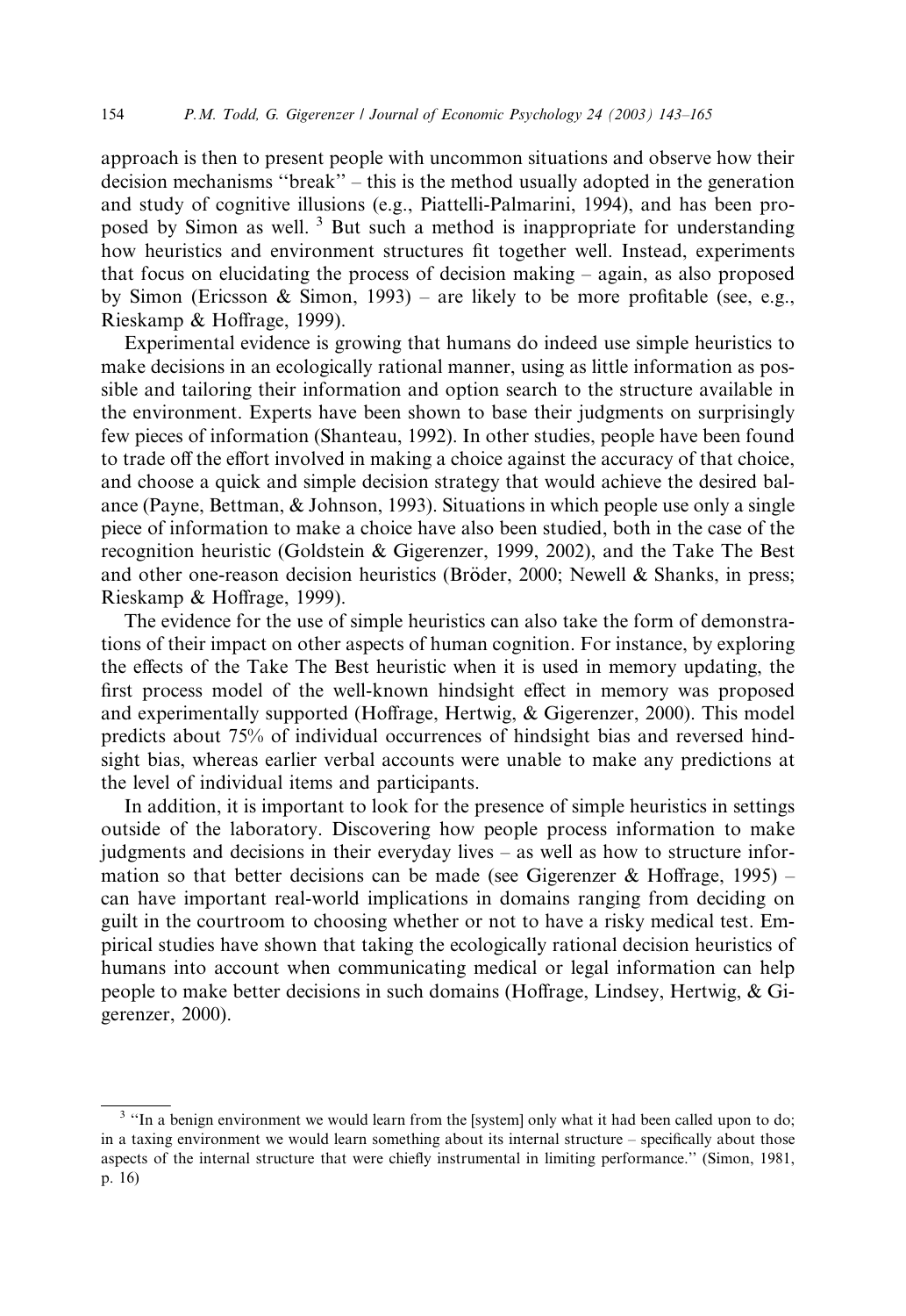approach is then to present people with uncommon situations and observe how their decision mechanisms ''break'' – this is the method usually adopted in the generation and study of cognitive illusions (e.g., Piattelli-Palmarini, 1994), and has been proposed by Simon as well. [3] But such a method is inappropriate for understanding how heuristics and environment structures fit together well. Instead, experiments that focus on elucidating the process of decision making – again, as also proposed by Simon (Ericsson & Simon, 1993) – are likely to be more profitable (see, e.g., Rieskamp & Hoffrage, 1999).

Experimental evidence is growing that humans do indeed use simple heuristics to make decisions in an ecologically rational manner, using as little information as possible and tailoring their information and option search to the structure available in the environment. Experts have been shown to base their judgments on surprisingly few pieces of information (Shanteau, 1992). In other studies, people have been found to trade off the effort involved in making a choice against the accuracy of that choice, and choose a quick and simple decision strategy that would achieve the desired balance (Payne, Bettman, & Johnson, 1993). Situations in which people use only a single piece of information to make a choice have also been studied, both in the case of the recognition heuristic (Goldstein & Gigerenzer, 1999, 2002), and the Take The Best and other one-reason decision heuristics (Bröder, 2000; Newell & Shanks, in press; Rieskamp & Hoffrage, 1999).

The evidence for the use of simple heuristics can also take the form of demonstrations of their impact on other aspects of human cognition. For instance, by exploring the effects of the Take The Best heuristic when it is used in memory updating, the first process model of the well-known hindsight effect in memory was proposed and experimentally supported (Hoffrage, Hertwig, & Gigerenzer, 2000). This model predicts about 75% of individual occurrences of hindsight bias and reversed hindsight bias, whereas earlier verbal accounts were unable to make any predictions at the level of individual items and participants.

In addition, it is important to look for the presence of simple heuristics in settings outside of the laboratory. Discovering how people process information to make judgments and decisions in their everyday lives – as well as how to structure information so that better decisions can be made (see Gigerenzer & Hoffrage, 1995) – can have important real-world implications in domains ranging from deciding on guilt in the courtroom to choosing whether or not to have a risky medical test. Empirical studies have shown that taking the ecologically rational decision heuristics of humans into account when communicating medical or legal information can help people to make better decisions in such domains (Hoffrage, Lindsey, Hertwig, & Gigerenzer, 2000).

---

[3] ''In a benign environment we would learn from the [system] only what it had been called upon to do; in a taxing environment we would learn something about its internal structure – specifically about those aspects of the internal structure that were chiefly instrumental in limiting performance.'' (Simon, 1981, p. 16)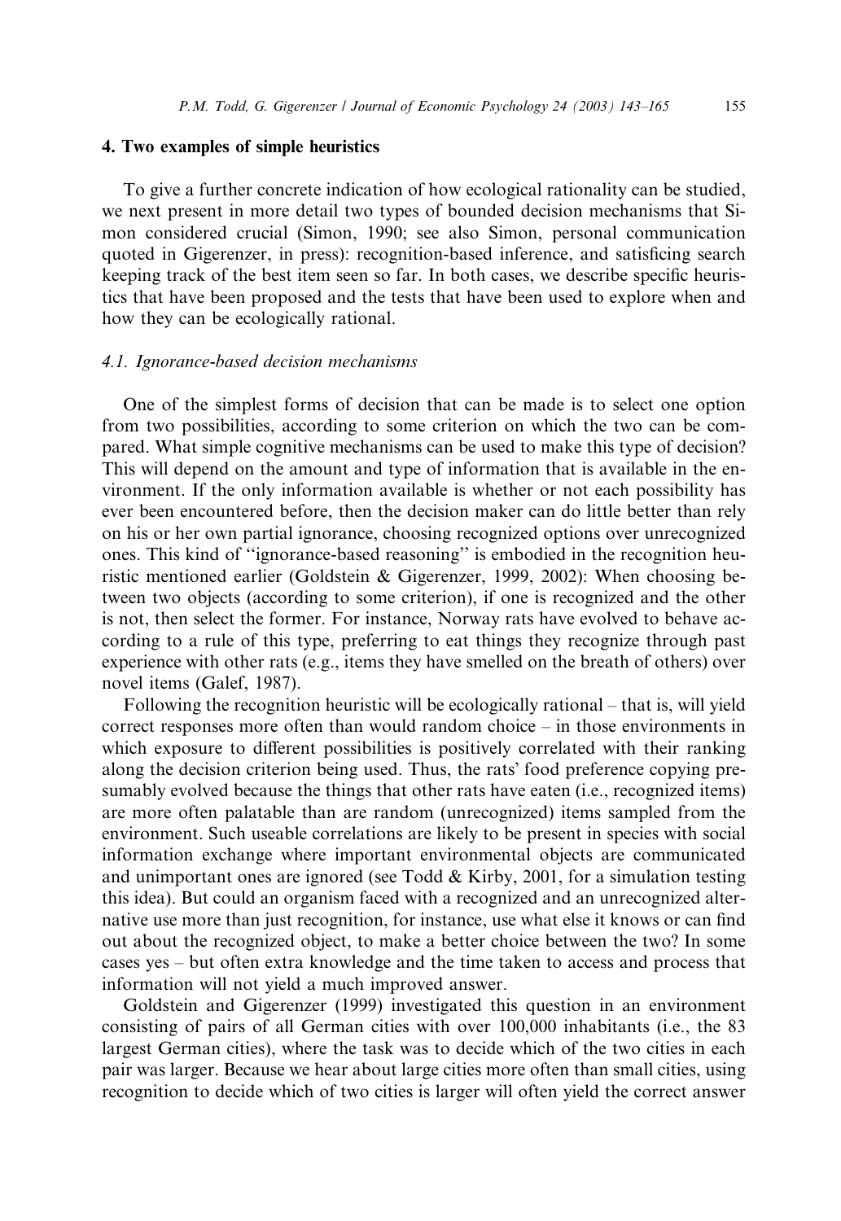## 4. Two examples of simple heuristics

To give a further concrete indication of how ecological rationality can be studied, we next present in more detail two types of bounded decision mechanisms that Simon considered crucial (Simon, 1990; see also Simon, personal communication quoted in Gigerenzer, in press): recognition-based inference, and satisficing search keeping track of the best item seen so far. In both cases, we describe specific heuristics that have been proposed and the tests that have been used to explore when and how they can be ecologically rational.

### *4.1. Ignorance-based decision mechanisms*

One of the simplest forms of decision that can be made is to select one option from two possibilities, according to some criterion on which the two can be compared. What simple cognitive mechanisms can be used to make this type of decision? This will depend on the amount and type of information that is available in the environment. If the only information available is whether or not each possibility has ever been encountered before, then the decision maker can do little better than rely on his or her own partial ignorance, choosing recognized options over unrecognized ones. This kind of "ignorance-based reasoning" is embodied in the recognition heuristic mentioned earlier (Goldstein & Gigerenzer, 1999, 2002): When choosing between two objects (according to some criterion), if one is recognized and the other is not, then select the former. For instance, Norway rats have evolved to behave according to a rule of this type, preferring to eat things they recognize through past experience with other rats (e.g., items they have smelled on the breath of others) over novel items (Galef, 1987).

Following the recognition heuristic will be ecologically rational – that is, will yield correct responses more often than would random choice – in those environments in which exposure to different possibilities is positively correlated with their ranking along the decision criterion being used. Thus, the rats' food preference copying presumably evolved because the things that other rats have eaten (i.e., recognized items) are more often palatable than are random (unrecognized) items sampled from the environment. Such useable correlations are likely to be present in species with social information exchange where important environmental objects are communicated and unimportant ones are ignored (see Todd & Kirby, 2001, for a simulation testing this idea). But could an organism faced with a recognized and an unrecognized alternative use more than just recognition, for instance, use what else it knows or can find out about the recognized object, to make a better choice between the two? In some cases yes – but often extra knowledge and the time taken to access and process that information will not yield a much improved answer.

Goldstein and Gigerenzer (1999) investigated this question in an environment consisting of pairs of all German cities with over 100,000 inhabitants (i.e., the 83 largest German cities), where the task was to decide which of the two cities in each pair was larger. Because we hear about large cities more often than small cities, using recognition to decide which of two cities is larger will often yield the correct answer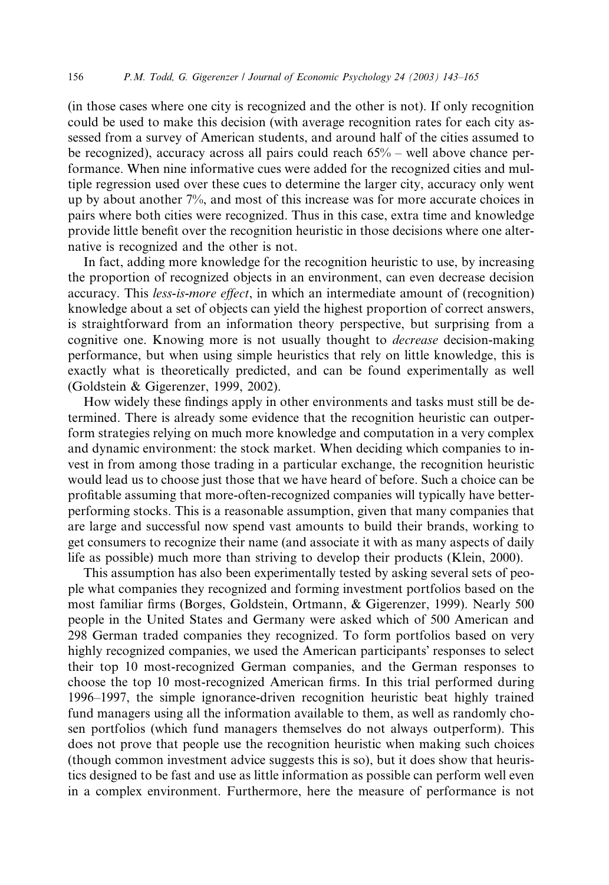(in those cases where one city is recognized and the other is not). If only recognition could be used to make this decision (with average recognition rates for each city assessed from a survey of American students, and around half of the cities assumed to be recognized), accuracy across all pairs could reach 65% – well above chance performance. When nine informative cues were added for the recognized cities and multiple regression used over these cues to determine the larger city, accuracy only went up by about another 7%, and most of this increase was for more accurate choices in pairs where both cities were recognized. Thus in this case, extra time and knowledge provide little benefit over the recognition heuristic in those decisions where one alternative is recognized and the other is not.

In fact, adding more knowledge for the recognition heuristic to use, by increasing the proportion of recognized objects in an environment, can even decrease decision accuracy. This *less-is-more effect*, in which an intermediate amount of (recognition) knowledge about a set of objects can yield the highest proportion of correct answers, is straightforward from an information theory perspective, but surprising from a cognitive one. Knowing more is not usually thought to *decrease* decision-making performance, but when using simple heuristics that rely on little knowledge, this is exactly what is theoretically predicted, and can be found experimentally as well (Goldstein & Gigerenzer, 1999, 2002).

How widely these findings apply in other environments and tasks must still be determined. There is already some evidence that the recognition heuristic can outperform strategies relying on much more knowledge and computation in a very complex and dynamic environment: the stock market. When deciding which companies to invest in from among those trading in a particular exchange, the recognition heuristic would lead us to choose just those that we have heard of before. Such a choice can be profitable assuming that more-often-recognized companies will typically have better-performing stocks. This is a reasonable assumption, given that many companies that are large and successful now spend vast amounts to build their brands, working to get consumers to recognize their name (and associate it with as many aspects of daily life as possible) much more than striving to develop their products (Klein, 2000).

This assumption has also been experimentally tested by asking several sets of people what companies they recognized and forming investment portfolios based on the most familiar firms (Borges, Goldstein, Ortmann, & Gigerenzer, 1999). Nearly 500 people in the United States and Germany were asked which of 500 American and 298 German traded companies they recognized. To form portfolios based on very highly recognized companies, we used the American participants' responses to select their top 10 most-recognized German companies, and the German responses to choose the top 10 most-recognized American firms. In this trial performed during 1996–1997, the simple ignorance-driven recognition heuristic beat highly trained fund managers using all the information available to them, as well as randomly chosen portfolios (which fund managers themselves do not always outperform). This does not prove that people use the recognition heuristic when making such choices (though common investment advice suggests this is so), but it does show that heuristics designed to be fast and use as little information as possible can perform well even in a complex environment. Furthermore, here the measure of performance is not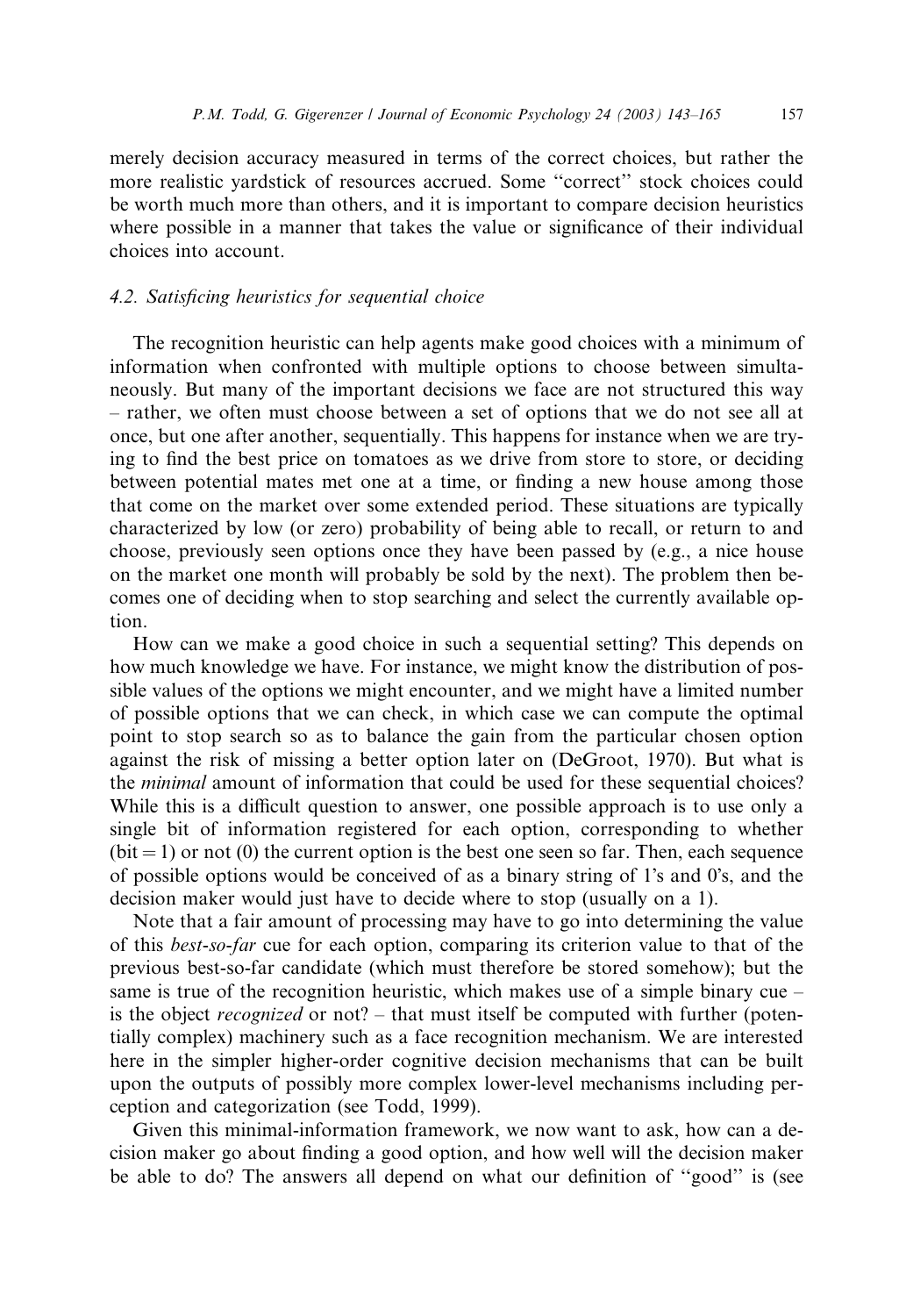merely decision accuracy measured in terms of the correct choices, but rather the more realistic yardstick of resources accrued. Some "correct" stock choices could be worth much more than others, and it is important to compare decision heuristics where possible in a manner that takes the value or significance of their individual choices into account.

### 4.2. Satisficing heuristics for sequential choice

The recognition heuristic can help agents make good choices with a minimum of information when confronted with multiple options to choose between simultaneously. But many of the important decisions we face are not structured this way – rather, we often must choose between a set of options that we do not see all at once, but one after another, sequentially. This happens for instance when we are trying to find the best price on tomatoes as we drive from store to store, or deciding between potential mates met one at a time, or finding a new house among those that come on the market over some extended period. These situations are typically characterized by low (or zero) probability of being able to recall, or return to and choose, previously seen options once they have been passed by (e.g., a nice house on the market one month will probably be sold by the next). The problem then becomes one of deciding when to stop searching and select the currently available option.

How can we make a good choice in such a sequential setting? This depends on how much knowledge we have. For instance, we might know the distribution of possible values of the options we might encounter, and we might have a limited number of possible options that we can check, in which case we can compute the optimal point to stop search so as to balance the gain from the particular chosen option against the risk of missing a better option later on (DeGroot, 1970). But what is the *minimal* amount of information that could be used for these sequential choices? While this is a difficult question to answer, one possible approach is to use only a single bit of information registered for each option, corresponding to whether (bit = 1) or not (0) the current option is the best one seen so far. Then, each sequence of possible options would be conceived of as a binary string of 1's and 0's, and the decision maker would just have to decide where to stop (usually on a 1).

Note that a fair amount of processing may have to go into determining the value of this *best-so-far* cue for each option, comparing its criterion value to that of the previous best-so-far candidate (which must therefore be stored somehow); but the same is true of the recognition heuristic, which makes use of a simple binary cue – is the object *recognized* or not? – that must itself be computed with further (potentially complex) machinery such as a face recognition mechanism. We are interested here in the simpler higher-order cognitive decision mechanisms that can be built upon the outputs of possibly more complex lower-level mechanisms including perception and categorization (see Todd, 1999).

Given this minimal-information framework, we now want to ask, how can a decision maker go about finding a good option, and how well will the decision maker be able to do? The answers all depend on what our definition of "good" is (see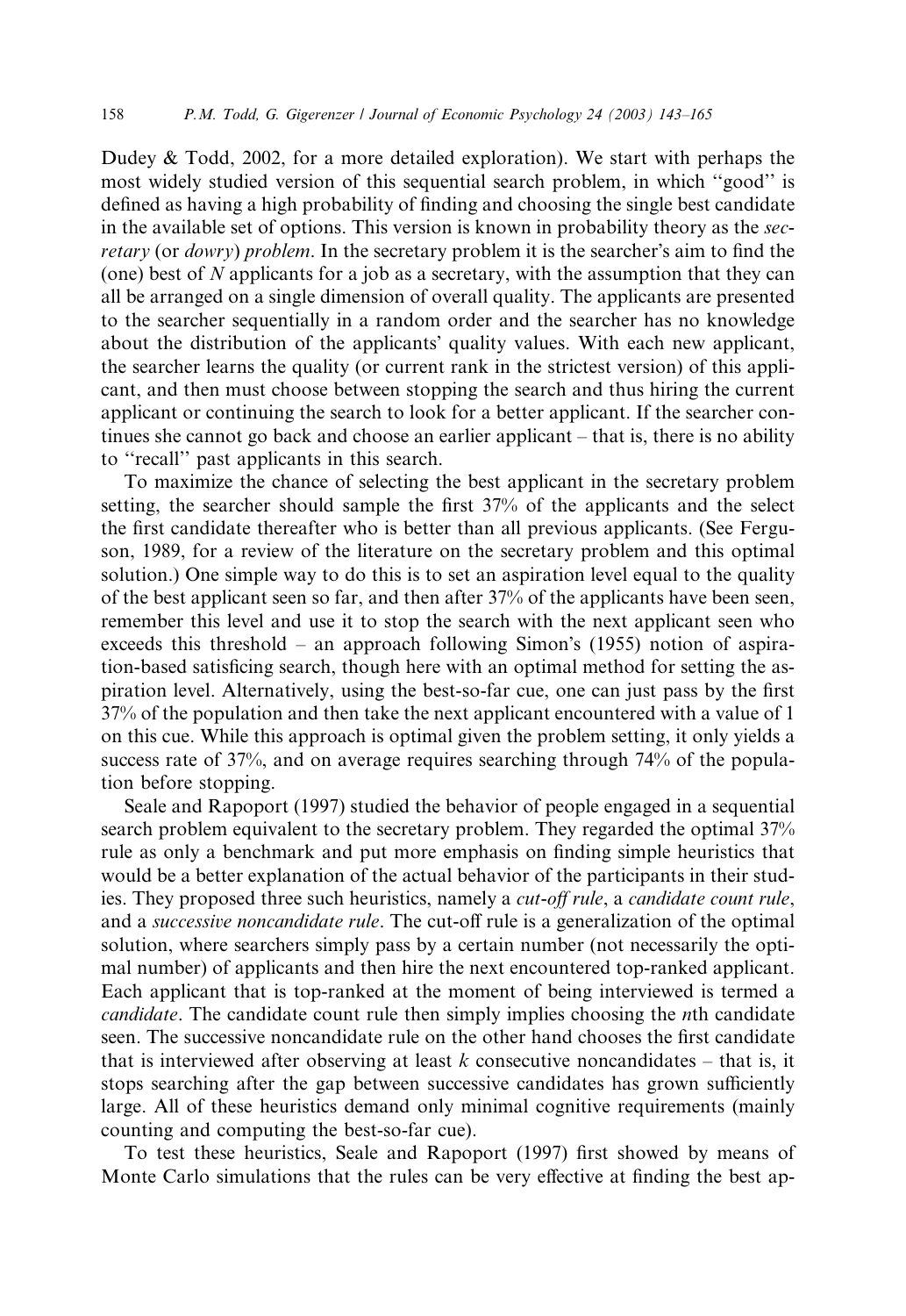Dudey & Todd, 2002, for a more detailed exploration). We start with perhaps the most widely studied version of this sequential search problem, in which ''good'' is defined as having a high probability of finding and choosing the single best candidate in the available set of options. This version is known in probability theory as the *secretary* (or *dowry*) *problem*. In the secretary problem it is the searcher's aim to find the (one) best of $N$ applicants for a job as a secretary, with the assumption that they can all be arranged on a single dimension of overall quality. The applicants are presented to the searcher sequentially in a random order and the searcher has no knowledge about the distribution of the applicants' quality values. With each new applicant, the searcher learns the quality (or current rank in the strictest version) of this applicant, and then must choose between stopping the search and thus hiring the current applicant or continuing the search to look for a better applicant. If the searcher continues she cannot go back and choose an earlier applicant – that is, there is no ability to ''recall'' past applicants in this search.

To maximize the chance of selecting the best applicant in the secretary problem setting, the searcher should sample the first 37% of the applicants and the select the first candidate thereafter who is better than all previous applicants. (See Ferguson, 1989, for a review of the literature on the secretary problem and this optimal solution.) One simple way to do this is to set an aspiration level equal to the quality of the best applicant seen so far, and then after 37% of the applicants have been seen, remember this level and use it to stop the search with the next applicant seen who exceeds this threshold – an approach following Simon's (1955) notion of aspiration-based satisficing search, though here with an optimal method for setting the aspiration level. Alternatively, using the best-so-far cue, one can just pass by the first 37% of the population and then take the next applicant encountered with a value of 1 on this cue. While this approach is optimal given the problem setting, it only yields a success rate of 37%, and on average requires searching through 74% of the population before stopping.

Seale and Rapoport (1997) studied the behavior of people engaged in a sequential search problem equivalent to the secretary problem. They regarded the optimal 37% rule as only a benchmark and put more emphasis on finding simple heuristics that would be a better explanation of the actual behavior of the participants in their studies. They proposed three such heuristics, namely a *cut-off rule*, a *candidate count rule*, and a *successive noncandidate rule*. The cut-off rule is a generalization of the optimal solution, where searchers simply pass by a certain number (not necessarily the optimal number) of applicants and then hire the next encountered top-ranked applicant. Each applicant that is top-ranked at the moment of being interviewed is termed a *candidate*. The candidate count rule then simply implies choosing the $n$th candidate seen. The successive noncandidate rule on the other hand chooses the first candidate that is interviewed after observing at least $k$ consecutive noncandidates – that is, it stops searching after the gap between successive candidates has grown sufficiently large. All of these heuristics demand only minimal cognitive requirements (mainly counting and computing the best-so-far cue).

To test these heuristics, Seale and Rapoport (1997) first showed by means of Monte Carlo simulations that the rules can be very effective at finding the best ap-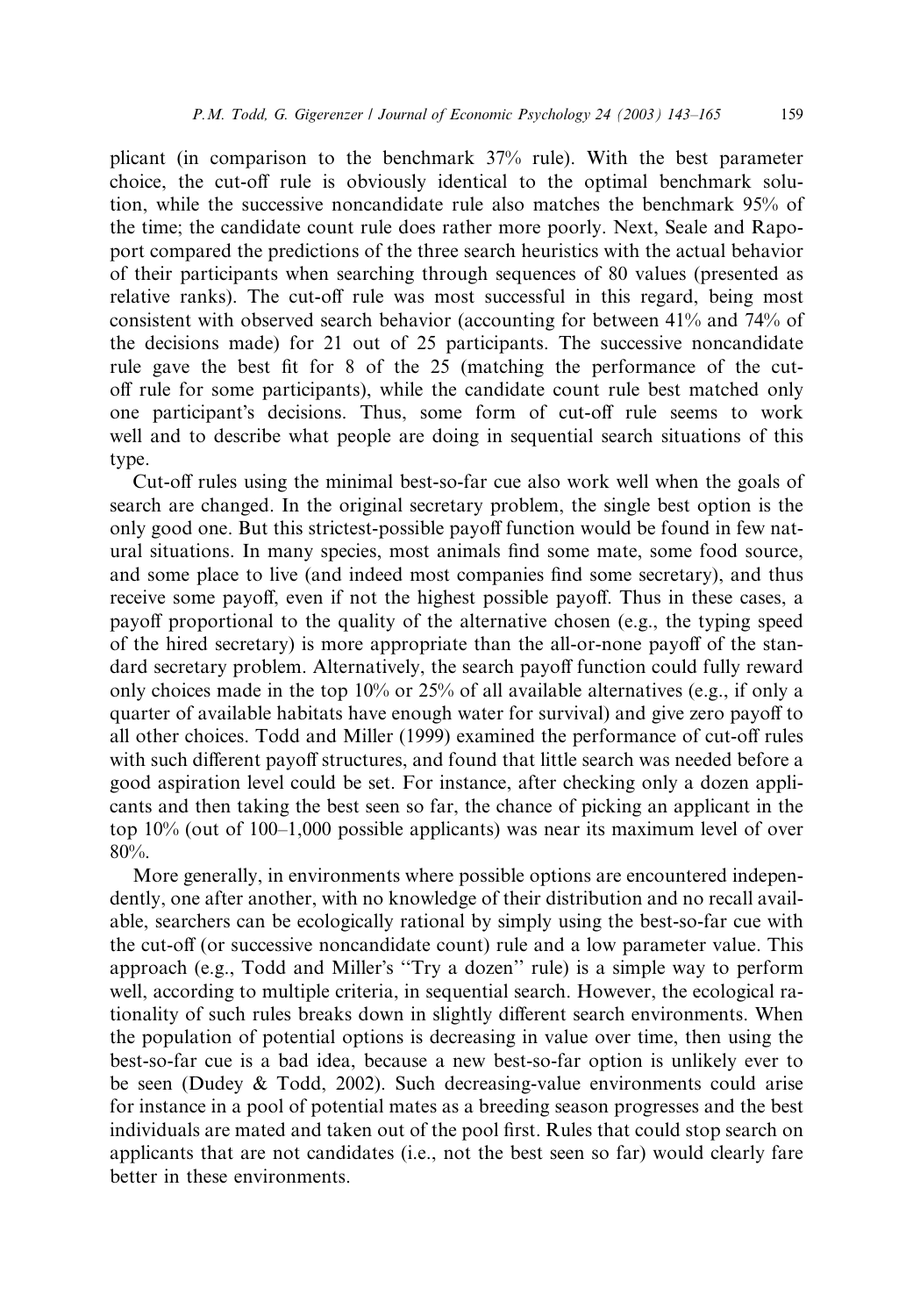plicant (in comparison to the benchmark 37% rule). With the best parameter choice, the cut-off rule is obviously identical to the optimal benchmark solution, while the successive noncandidate rule also matches the benchmark 95% of the time; the candidate count rule does rather more poorly. Next, Seale and Rapoport compared the predictions of the three search heuristics with the actual behavior of their participants when searching through sequences of 80 values (presented as relative ranks). The cut-off rule was most successful in this regard, being most consistent with observed search behavior (accounting for between 41% and 74% of the decisions made) for 21 out of 25 participants. The successive noncandidate rule gave the best fit for 8 of the 25 (matching the performance of the cut-off rule for some participants), while the candidate count rule best matched only one participant's decisions. Thus, some form of cut-off rule seems to work well and to describe what people are doing in sequential search situations of this type.

Cut-off rules using the minimal best-so-far cue also work well when the goals of search are changed. In the original secretary problem, the single best option is the only good one. But this strictest-possible payoff function would be found in few natural situations. In many species, most animals find some mate, some food source, and some place to live (and indeed most companies find some secretary), and thus receive some payoff, even if not the highest possible payoff. Thus in these cases, a payoff proportional to the quality of the alternative chosen (e.g., the typing speed of the hired secretary) is more appropriate than the all-or-none payoff of the standard secretary problem. Alternatively, the search payoff function could fully reward only choices made in the top 10% or 25% of all available alternatives (e.g., if only a quarter of available habitats have enough water for survival) and give zero payoff to all other choices. Todd and Miller (1999) examined the performance of cut-off rules with such different payoff structures, and found that little search was needed before a good aspiration level could be set. For instance, after checking only a dozen applicants and then taking the best seen so far, the chance of picking an applicant in the top 10% (out of 100–1,000 possible applicants) was near its maximum level of over 80%.

More generally, in environments where possible options are encountered independently, one after another, with no knowledge of their distribution and no recall available, searchers can be ecologically rational by simply using the best-so-far cue with the cut-off (or successive noncandidate count) rule and a low parameter value. This approach (e.g., Todd and Miller's "Try a dozen" rule) is a simple way to perform well, according to multiple criteria, in sequential search. However, the ecological rationality of such rules breaks down in slightly different search environments. When the population of potential options is decreasing in value over time, then using the best-so-far cue is a bad idea, because a new best-so-far option is unlikely ever to be seen (Dudey & Todd, 2002). Such decreasing-value environments could arise for instance in a pool of potential mates as a breeding season progresses and the best individuals are mated and taken out of the pool first. Rules that could stop search on applicants that are not candidates (i.e., not the best seen so far) would clearly fare better in these environments.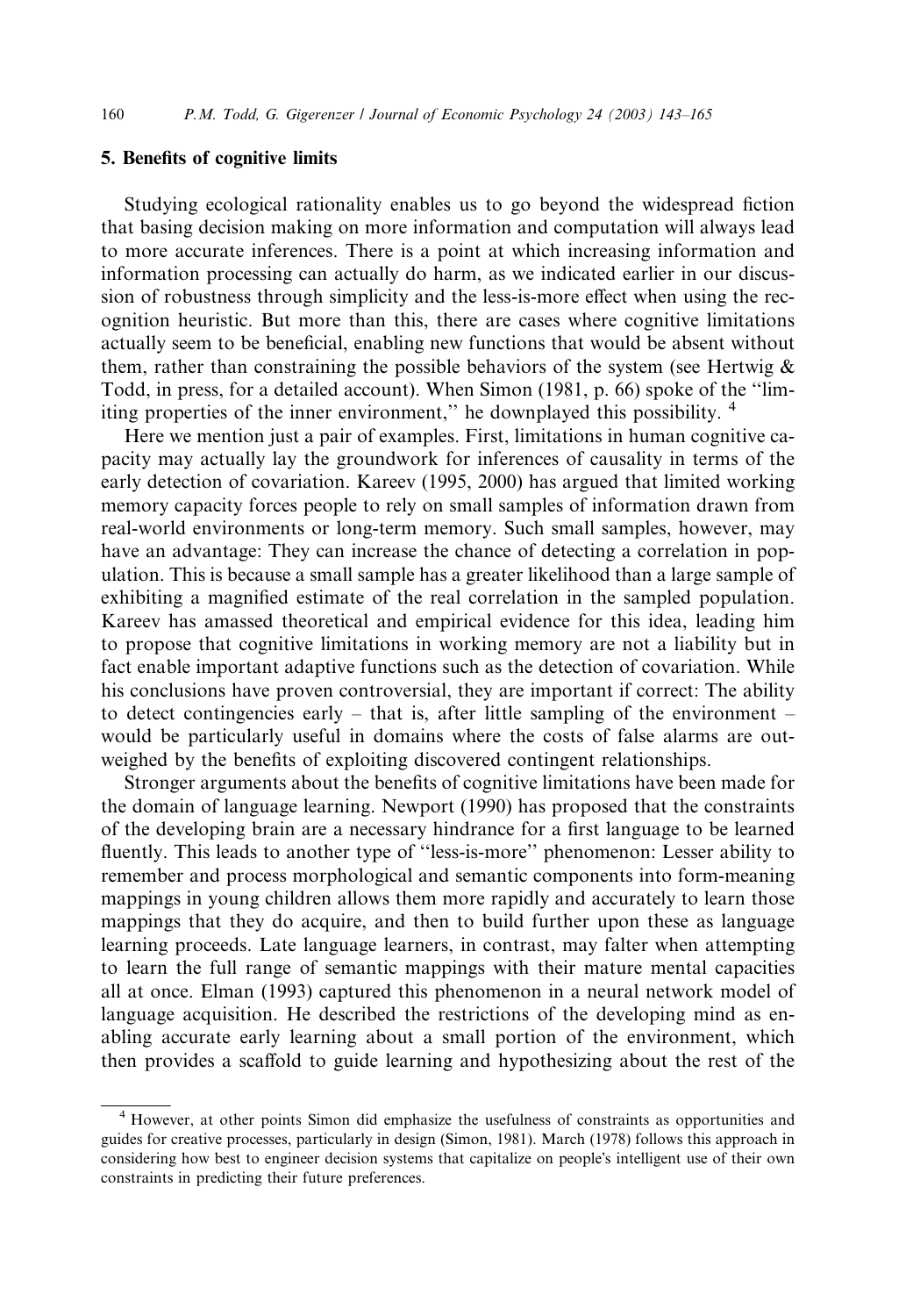## 5. Benefits of cognitive limits

Studying ecological rationality enables us to go beyond the widespread fiction that basing decision making on more information and computation will always lead to more accurate inferences. There is a point at which increasing information and information processing can actually do harm, as we indicated earlier in our discussion of robustness through simplicity and the less-is-more effect when using the recognition heuristic. But more than this, there are cases where cognitive limitations actually seem to be beneficial, enabling new functions that would be absent without them, rather than constraining the possible behaviors of the system (see Hertwig & Todd, in press, for a detailed account). When Simon (1981, p. 66) spoke of the "limiting properties of the inner environment," he downplayed this possibility. [4]

Here we mention just a pair of examples. First, limitations in human cognitive capacity may actually lay the groundwork for inferences of causality in terms of the early detection of covariation. Kareev (1995, 2000) has argued that limited working memory capacity forces people to rely on small samples of information drawn from real-world environments or long-term memory. Such small samples, however, may have an advantage: They can increase the chance of detecting a correlation in population. This is because a small sample has a greater likelihood than a large sample of exhibiting a magnified estimate of the real correlation in the sampled population. Kareev has amassed theoretical and empirical evidence for this idea, leading him to propose that cognitive limitations in working memory are not a liability but in fact enable important adaptive functions such as the detection of covariation. While his conclusions have proven controversial, they are important if correct: The ability to detect contingencies early – that is, after little sampling of the environment – would be particularly useful in domains where the costs of false alarms are outweighed by the benefits of exploiting discovered contingent relationships.

Stronger arguments about the benefits of cognitive limitations have been made for the domain of language learning. Newport (1990) has proposed that the constraints of the developing brain are a necessary hindrance for a first language to be learned fluently. This leads to another type of "less-is-more" phenomenon: Lesser ability to remember and process morphological and semantic components into form-meaning mappings in young children allows them more rapidly and accurately to learn those mappings that they do acquire, and then to build further upon these as language learning proceeds. Late language learners, in contrast, may falter when attempting to learn the full range of semantic mappings with their mature mental capacities all at once. Elman (1993) captured this phenomenon in a neural network model of language acquisition. He described the restrictions of the developing mind as enabling accurate early learning about a small portion of the environment, which then provides a scaffold to guide learning and hypothesizing about the rest of the

---

[4] However, at other points Simon did emphasize the usefulness of constraints as opportunities and guides for creative processes, particularly in design (Simon, 1981). March (1978) follows this approach in considering how best to engineer decision systems that capitalize on people's intelligent use of their own constraints in predicting their future preferences.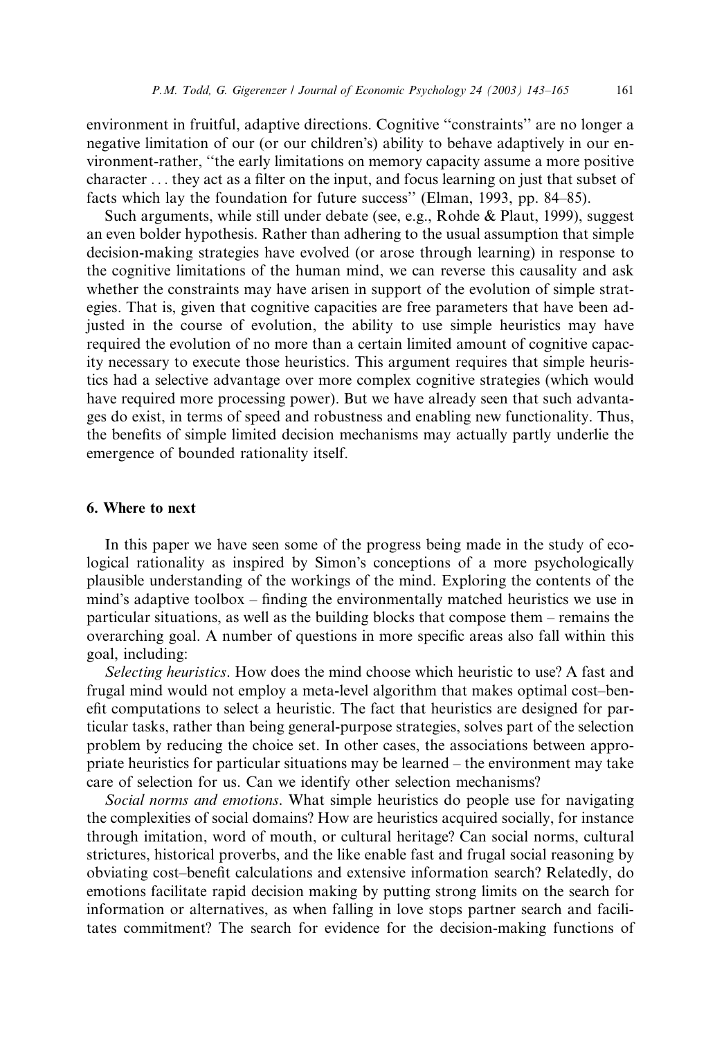environment in fruitful, adaptive directions. Cognitive "constraints" are no longer a negative limitation of our (or our children's) ability to behave adaptively in our environment-rather, "the early limitations on memory capacity assume a more positive character ... they act as a filter on the input, and focus learning on just that subset of facts which lay the foundation for future success" (Elman, 1993, pp. 84–85).

Such arguments, while still under debate (see, e.g., Rohde & Plaut, 1999), suggest an even bolder hypothesis. Rather than adhering to the usual assumption that simple decision-making strategies have evolved (or arose through learning) in response to the cognitive limitations of the human mind, we can reverse this causality and ask whether the constraints may have arisen in support of the evolution of simple strategies. That is, given that cognitive capacities are free parameters that have been adjusted in the course of evolution, the ability to use simple heuristics may have required the evolution of no more than a certain limited amount of cognitive capacity necessary to execute those heuristics. This argument requires that simple heuristics had a selective advantage over more complex cognitive strategies (which would have required more processing power). But we have already seen that such advantages do exist, in terms of speed and robustness and enabling new functionality. Thus, the benefits of simple limited decision mechanisms may actually partly underlie the emergence of bounded rationality itself.

## 6. Where to next

In this paper we have seen some of the progress being made in the study of ecological rationality as inspired by Simon's conceptions of a more psychologically plausible understanding of the workings of the mind. Exploring the contents of the mind's adaptive toolbox – finding the environmentally matched heuristics we use in particular situations, as well as the building blocks that compose them – remains the overarching goal. A number of questions in more specific areas also fall within this goal, including:

*Selecting heuristics*. How does the mind choose which heuristic to use? A fast and frugal mind would not employ a meta-level algorithm that makes optimal cost–benefit computations to select a heuristic. The fact that heuristics are designed for particular tasks, rather than being general-purpose strategies, solves part of the selection problem by reducing the choice set. In other cases, the associations between appropriate heuristics for particular situations may be learned – the environment may take care of selection for us. Can we identify other selection mechanisms?

*Social norms and emotions*. What simple heuristics do people use for navigating the complexities of social domains? How are heuristics acquired socially, for instance through imitation, word of mouth, or cultural heritage? Can social norms, cultural strictures, historical proverbs, and the like enable fast and frugal social reasoning by obviating cost–benefit calculations and extensive information search? Relatedly, do emotions facilitate rapid decision making by putting strong limits on the search for information or alternatives, as when falling in love stops partner search and facilitates commitment? The search for evidence for the decision-making functions of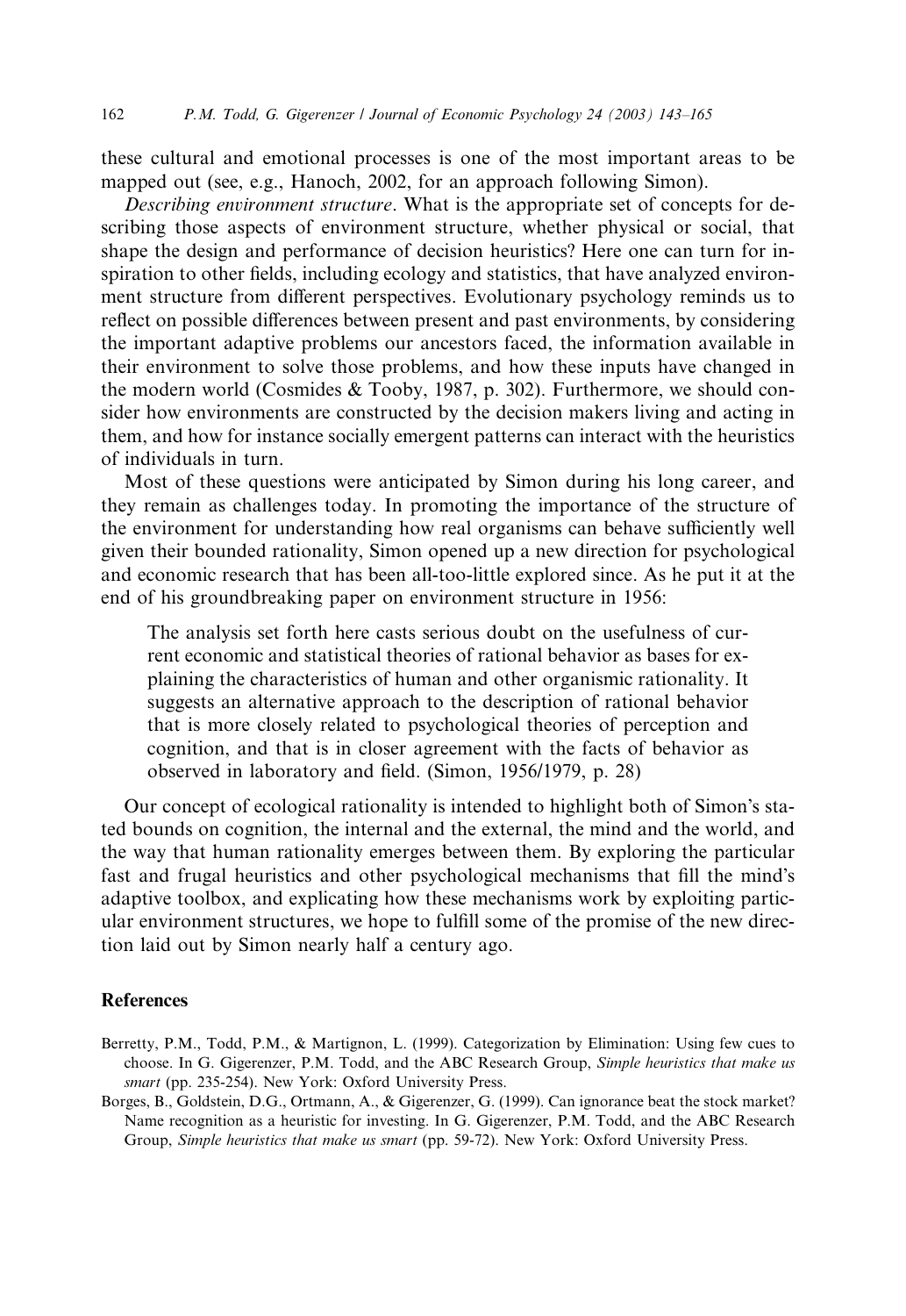these cultural and emotional processes is one of the most important areas to be mapped out (see, e.g., Hanoch, 2002, for an approach following Simon).

*Describing environment structure*. What is the appropriate set of concepts for describing those aspects of environment structure, whether physical or social, that shape the design and performance of decision heuristics? Here one can turn for inspiration to other fields, including ecology and statistics, that have analyzed environment structure from different perspectives. Evolutionary psychology reminds us to reflect on possible differences between present and past environments, by considering the important adaptive problems our ancestors faced, the information available in their environment to solve those problems, and how these inputs have changed in the modern world (Cosmides & Tooby, 1987, p. 302). Furthermore, we should consider how environments are constructed by the decision makers living and acting in them, and how for instance socially emergent patterns can interact with the heuristics of individuals in turn.

Most of these questions were anticipated by Simon during his long career, and they remain as challenges today. In promoting the importance of the structure of the environment for understanding how real organisms can behave sufficiently well given their bounded rationality, Simon opened up a new direction for psychological and economic research that has been all-too-little explored since. As he put it at the end of his groundbreaking paper on environment structure in 1956:

> The analysis set forth here casts serious doubt on the usefulness of current economic and statistical theories of rational behavior as bases for explaining the characteristics of human and other organismic rationality. It suggests an alternative approach to the description of rational behavior that is more closely related to psychological theories of perception and cognition, and that is in closer agreement with the facts of behavior as observed in laboratory and field. (Simon, 1956/1979, p. 28)

Our concept of ecological rationality is intended to highlight both of Simon's stated bounds on cognition, the internal and the external, the mind and the world, and the way that human rationality emerges between them. By exploring the particular fast and frugal heuristics and other psychological mechanisms that fill the mind's adaptive toolbox, and explicating how these mechanisms work by exploiting particular environment structures, we hope to fulfill some of the promise of the new direction laid out by Simon nearly half a century ago.

## References

Berretty, P.M., Todd, P.M., & Martignon, L. (1999). Categorization by Elimination: Using few cues to choose. In G. Gigerenzer, P.M. Todd, and the ABC Research Group, *Simple heuristics that make us smart* (pp. 235-254). New York: Oxford University Press.

Borges, B., Goldstein, D.G., Ortmann, A., & Gigerenzer, G. (1999). Can ignorance beat the stock market? Name recognition as a heuristic for investing. In G. Gigerenzer, P.M. Todd, and the ABC Research Group, *Simple heuristics that make us smart* (pp. 59-72). New York: Oxford University Press.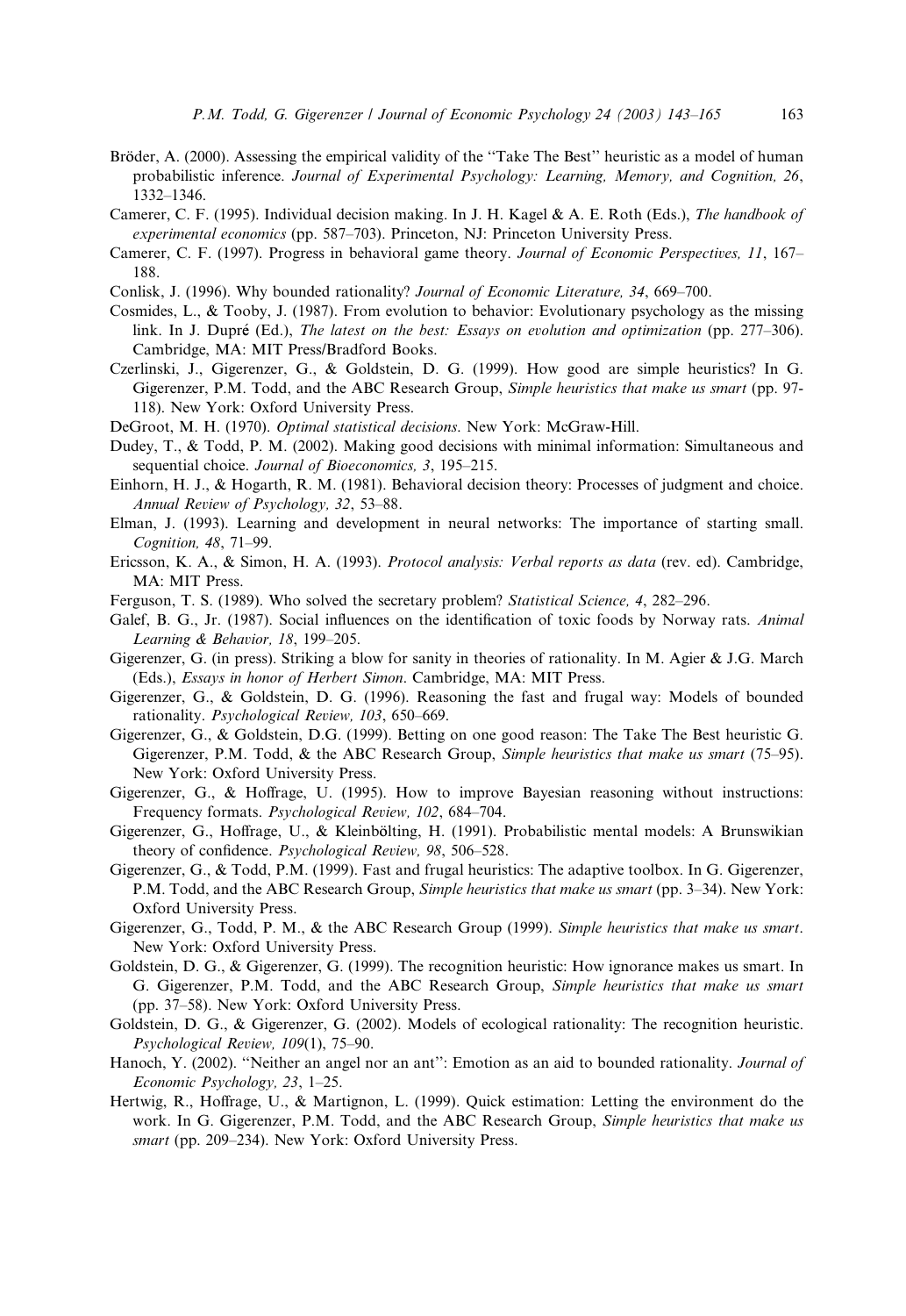Bröder, A. (2000). Assessing the empirical validity of the ''Take The Best'' heuristic as a model of human probabilistic inference. *Journal of Experimental Psychology: Learning, Memory, and Cognition, 26*, 1332–1346.

Camerer, C. F. (1995). Individual decision making. In J. H. Kagel & A. E. Roth (Eds.), *The handbook of experimental economics* (pp. 587–703). Princeton, NJ: Princeton University Press.

Camerer, C. F. (1997). Progress in behavioral game theory. *Journal of Economic Perspectives, 11*, 167–188.

Conlisk, J. (1996). Why bounded rationality? *Journal of Economic Literature, 34*, 669–700.

Cosmides, L., & Tooby, J. (1987). From evolution to behavior: Evolutionary psychology as the missing link. In J. Dupré (Ed.), *The latest on the best: Essays on evolution and optimization* (pp. 277–306). Cambridge, MA: MIT Press/Bradford Books.

Czerlinski, J., Gigerenzer, G., & Goldstein, D. G. (1999). How good are simple heuristics? In G. Gigerenzer, P.M. Todd, and the ABC Research Group, *Simple heuristics that make us smart* (pp. 97-118). New York: Oxford University Press.

DeGroot, M. H. (1970). *Optimal statistical decisions*. New York: McGraw-Hill.

Dudey, T., & Todd, P. M. (2002). Making good decisions with minimal information: Simultaneous and sequential choice. *Journal of Bioeconomics, 3*, 195–215.

Einhorn, H. J., & Hogarth, R. M. (1981). Behavioral decision theory: Processes of judgment and choice. *Annual Review of Psychology, 32*, 53–88.

Elman, J. (1993). Learning and development in neural networks: The importance of starting small. *Cognition, 48*, 71–99.

Ericsson, K. A., & Simon, H. A. (1993). *Protocol analysis: Verbal reports as data* (rev. ed). Cambridge, MA: MIT Press.

Ferguson, T. S. (1989). Who solved the secretary problem? *Statistical Science, 4*, 282–296.

Galef, B. G., Jr. (1987). Social influences on the identification of toxic foods by Norway rats. *Animal Learning & Behavior, 18*, 199–205.

Gigerenzer, G. (in press). Striking a blow for sanity in theories of rationality. In M. Agier & J.G. March (Eds.), *Essays in honor of Herbert Simon*. Cambridge, MA: MIT Press.

Gigerenzer, G., & Goldstein, D. G. (1996). Reasoning the fast and frugal way: Models of bounded rationality. *Psychological Review, 103*, 650–669.

Gigerenzer, G., & Goldstein, D.G. (1999). Betting on one good reason: The Take The Best heuristic G. Gigerenzer, P.M. Todd, & the ABC Research Group, *Simple heuristics that make us smart* (75–95). New York: Oxford University Press.

Gigerenzer, G., & Hoffrage, U. (1995). How to improve Bayesian reasoning without instructions: Frequency formats. *Psychological Review, 102*, 684–704.

Gigerenzer, G., Hoffrage, U., & Kleinbölting, H. (1991). Probabilistic mental models: A Brunswikian theory of confidence. *Psychological Review, 98*, 506–528.

Gigerenzer, G., & Todd, P.M. (1999). Fast and frugal heuristics: The adaptive toolbox. In G. Gigerenzer, P.M. Todd, and the ABC Research Group, *Simple heuristics that make us smart* (pp. 3–34). New York: Oxford University Press.

Gigerenzer, G., Todd, P. M., & the ABC Research Group (1999). *Simple heuristics that make us smart*. New York: Oxford University Press.

Goldstein, D. G., & Gigerenzer, G. (1999). The recognition heuristic: How ignorance makes us smart. In G. Gigerenzer, P.M. Todd, and the ABC Research Group, *Simple heuristics that make us smart* (pp. 37–58). New York: Oxford University Press.

Goldstein, D. G., & Gigerenzer, G. (2002). Models of ecological rationality: The recognition heuristic. *Psychological Review, 109*(1), 75–90.

Hanoch, Y. (2002). ''Neither an angel nor an ant'': Emotion as an aid to bounded rationality. *Journal of Economic Psychology, 23*, 1–25.

Hertwig, R., Hoffrage, U., & Martignon, L. (1999). Quick estimation: Letting the environment do the work. In G. Gigerenzer, P.M. Todd, and the ABC Research Group, *Simple heuristics that make us smart* (pp. 209–234). New York: Oxford University Press.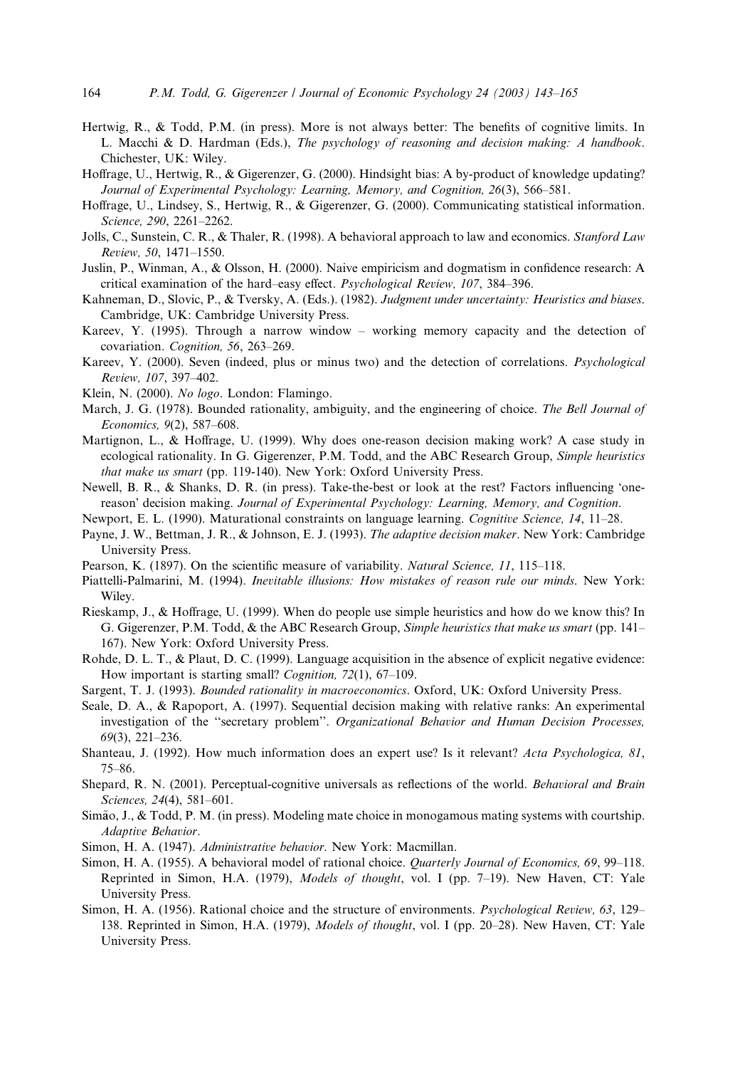Hertwig, R., & Todd, P.M. (in press). More is not always better: The benefits of cognitive limits. In L. Macchi & D. Hardman (Eds.), *The psychology of reasoning and decision making: A handbook*. Chichester, UK: Wiley.

Hoffrage, U., Hertwig, R., & Gigerenzer, G. (2000). Hindsight bias: A by-product of knowledge updating? *Journal of Experimental Psychology: Learning, Memory, and Cognition, 26*(3), 566–581.

Hoffrage, U., Lindsey, S., Hertwig, R., & Gigerenzer, G. (2000). Communicating statistical information. *Science, 290*, 2261–2262.

Jolls, C., Sunstein, C. R., & Thaler, R. (1998). A behavioral approach to law and economics. *Stanford Law Review, 50*, 1471–1550.

Juslin, P., Winman, A., & Olsson, H. (2000). Naive empiricism and dogmatism in confidence research: A critical examination of the hard–easy effect. *Psychological Review, 107*, 384–396.

Kahneman, D., Slovic, P., & Tversky, A. (Eds.). (1982). *Judgment under uncertainty: Heuristics and biases*. Cambridge, UK: Cambridge University Press.

Kareev, Y. (1995). Through a narrow window – working memory capacity and the detection of covariation. *Cognition, 56*, 263–269.

Kareev, Y. (2000). Seven (indeed, plus or minus two) and the detection of correlations. *Psychological Review, 107*, 397–402.

Klein, N. (2000). *No logo*. London: Flamingo.

March, J. G. (1978). Bounded rationality, ambiguity, and the engineering of choice. *The Bell Journal of Economics, 9*(2), 587–608.

Martignon, L., & Hoffrage, U. (1999). Why does one-reason decision making work? A case study in ecological rationality. In G. Gigerenzer, P.M. Todd, and the ABC Research Group, *Simple heuristics that make us smart* (pp. 119-140). New York: Oxford University Press.

Newell, B. R., & Shanks, D. R. (in press). Take-the-best or look at the rest? Factors influencing 'one-reason' decision making. *Journal of Experimental Psychology: Learning, Memory, and Cognition*.

Newport, E. L. (1990). Maturational constraints on language learning. *Cognitive Science, 14*, 11–28.

Payne, J. W., Bettman, J. R., & Johnson, E. J. (1993). *The adaptive decision maker*. New York: Cambridge University Press.

Pearson, K. (1897). On the scientific measure of variability. *Natural Science, 11*, 115–118.

Piattelli-Palmarini, M. (1994). *Inevitable illusions: How mistakes of reason rule our minds*. New York: Wiley.

Rieskamp, J., & Hoffrage, U. (1999). When do people use simple heuristics and how do we know this? In G. Gigerenzer, P.M. Todd, & the ABC Research Group, *Simple heuristics that make us smart* (pp. 141–167). New York: Oxford University Press.

Rohde, D. L. T., & Plaut, D. C. (1999). Language acquisition in the absence of explicit negative evidence: How important is starting small? *Cognition, 72*(1), 67–109.

Sargent, T. J. (1993). *Bounded rationality in macroeconomics*. Oxford, UK: Oxford University Press.

Seale, D. A., & Rapoport, A. (1997). Sequential decision making with relative ranks: An experimental investigation of the ''secretary problem''. *Organizational Behavior and Human Decision Processes, 69*(3), 221–236.

Shanteau, J. (1992). How much information does an expert use? Is it relevant? *Acta Psychologica, 81*, 75–86.

Shepard, R. N. (2001). Perceptual-cognitive universals as reflections of the world. *Behavioral and Brain Sciences, 24*(4), 581–601.

Simão, J., & Todd, P. M. (in press). Modeling mate choice in monogamous mating systems with courtship. *Adaptive Behavior*.

Simon, H. A. (1947). *Administrative behavior*. New York: Macmillan.

Simon, H. A. (1955). A behavioral model of rational choice. *Quarterly Journal of Economics, 69*, 99–118. Reprinted in Simon, H.A. (1979), *Models of thought*, vol. I (pp. 7–19). New Haven, CT: Yale University Press.

Simon, H. A. (1956). Rational choice and the structure of environments. *Psychological Review, 63*, 129–138. Reprinted in Simon, H.A. (1979), *Models of thought*, vol. I (pp. 20–28). New Haven, CT: Yale University Press.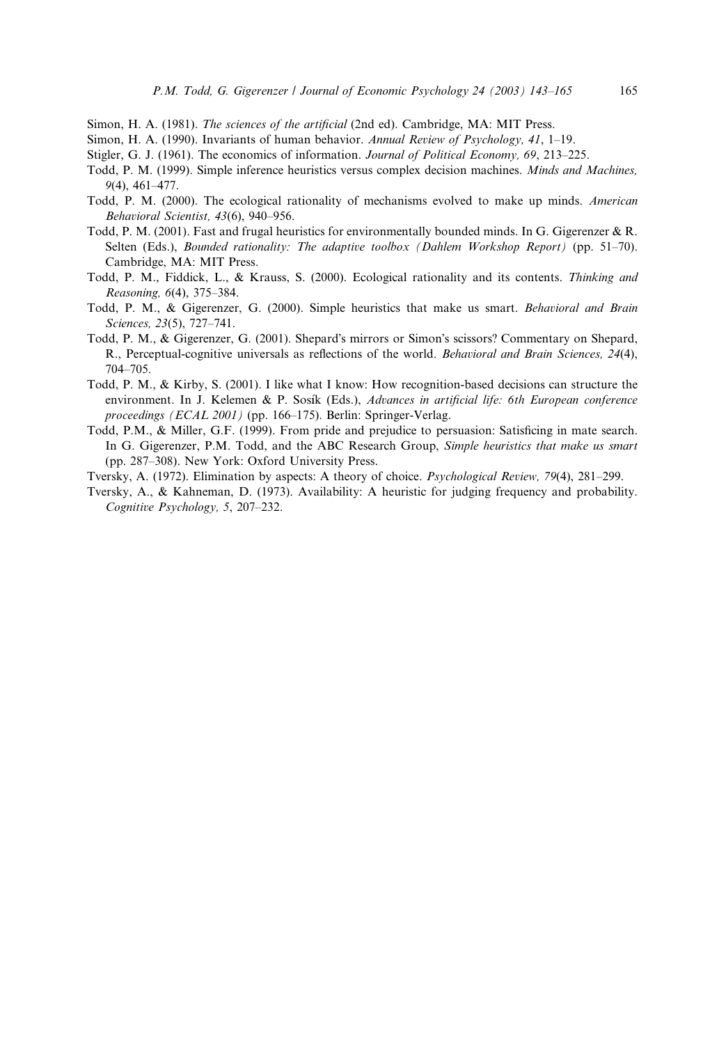Simon, H. A. (1981). *The sciences of the artificial* (2nd ed). Cambridge, MA: MIT Press.

Simon, H. A. (1990). Invariants of human behavior. *Annual Review of Psychology, 41*, 1–19.

Stigler, G. J. (1961). The economics of information. *Journal of Political Economy, 69*, 213–225.

Todd, P. M. (1999). Simple inference heuristics versus complex decision machines. *Minds and Machines, 9*(4), 461–477.

Todd, P. M. (2000). The ecological rationality of mechanisms evolved to make up minds. *American Behavioral Scientist, 43*(6), 940–956.

Todd, P. M. (2001). Fast and frugal heuristics for environmentally bounded minds. In G. Gigerenzer & R. Selten (Eds.), *Bounded rationality: The adaptive toolbox (Dahlem Workshop Report)* (pp. 51–70). Cambridge, MA: MIT Press.

Todd, P. M., Fiddick, L., & Krauss, S. (2000). Ecological rationality and its contents. *Thinking and Reasoning, 6*(4), 375–384.

Todd, P. M., & Gigerenzer, G. (2000). Simple heuristics that make us smart. *Behavioral and Brain Sciences, 23*(5), 727–741.

Todd, P. M., & Gigerenzer, G. (2001). Shepard's mirrors or Simon's scissors? Commentary on Shepard, R., Perceptual-cognitive universals as reflections of the world. *Behavioral and Brain Sciences, 24*(4), 704–705.

Todd, P. M., & Kirby, S. (2001). I like what I know: How recognition-based decisions can structure the environment. In J. Kelemen & P. Sosík (Eds.), *Advances in artificial life: 6th European conference proceedings (ECAL 2001)* (pp. 166–175). Berlin: Springer-Verlag.

Todd, P.M., & Miller, G.F. (1999). From pride and prejudice to persuasion: Satisficing in mate search. In G. Gigerenzer, P.M. Todd, and the ABC Research Group, *Simple heuristics that make us smart* (pp. 287–308). New York: Oxford University Press.

Tversky, A. (1972). Elimination by aspects: A theory of choice. *Psychological Review, 79*(4), 281–299.

Tversky, A., & Kahneman, D. (1973). Availability: A heuristic for judging frequency and probability. *Cognitive Psychology, 5*, 207–232.